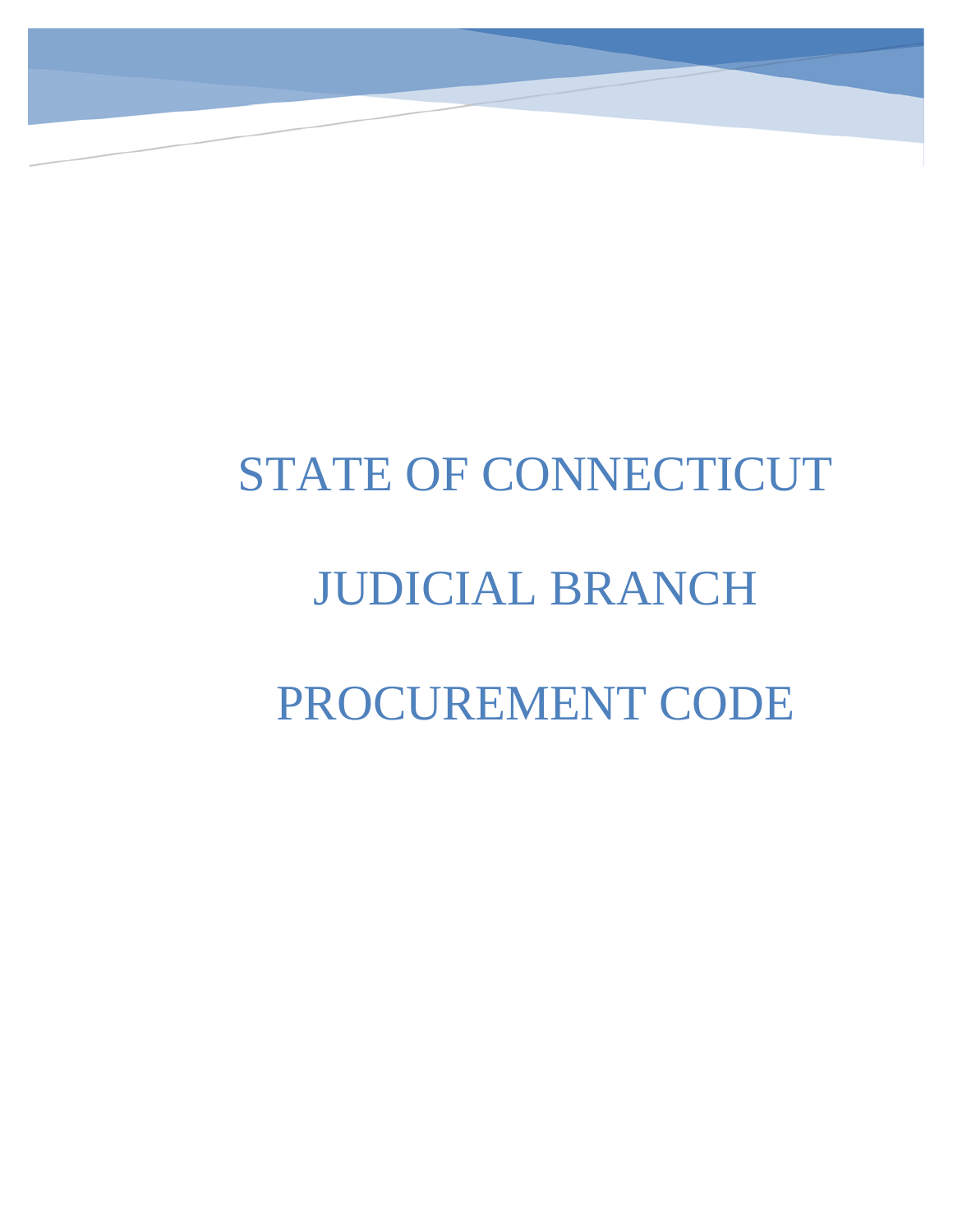# STATE OF CONNECTICUT

# JUDICIAL BRANCH

# PROCUREMENT CODE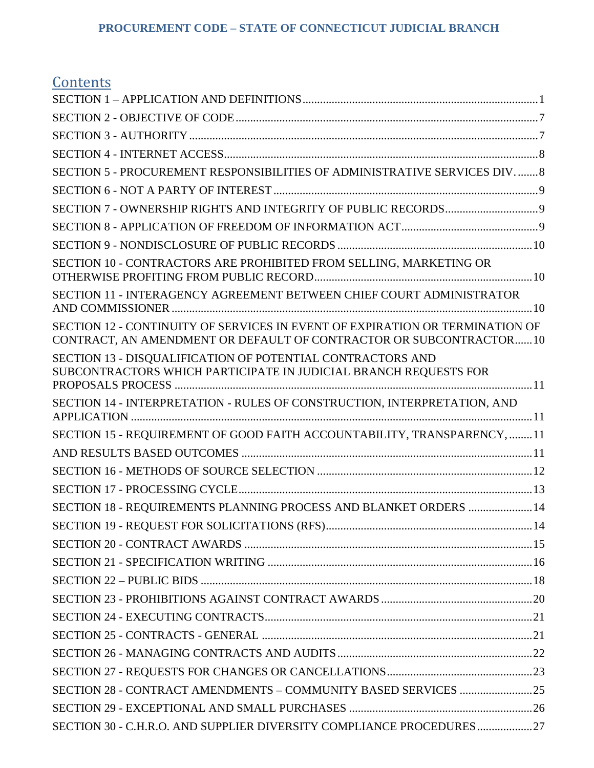## Contents

SECTION 1 – APPLICATION AND DEFINITIONS .......... 1

SECTION 2 - OBJECTIVE OF CODE .......... 7

SECTION 3 - AUTHORITY .......... 7

SECTION 4 - INTERNET ACCESS .......... 8

SECTION 5 - PROCUREMENT RESPONSIBILITIES OF ADMINISTRATIVE SERVICES DIV. .......... 8

SECTION 6 - NOT A PARTY OF INTEREST .......... 9

SECTION 7 - OWNERSHIP RIGHTS AND INTEGRITY OF PUBLIC RECORDS .......... 9

SECTION 8 - APPLICATION OF FREEDOM OF INFORMATION ACT .......... 9

SECTION 9 - NONDISCLOSURE OF PUBLIC RECORDS .......... 10

SECTION 10 - CONTRACTORS ARE PROHIBITED FROM SELLING, MARKETING OR OTHERWISE PROFITING FROM PUBLIC RECORD .......... 10

SECTION 11 - INTERAGENCY AGREEMENT BETWEEN CHIEF COURT ADMINISTRATOR AND COMMISSIONER .......... 10

SECTION 12 - CONTINUITY OF SERVICES IN EVENT OF EXPIRATION OR TERMINATION OF CONTRACT, AN AMENDMENT OR DEFAULT OF CONTRACTOR OR SUBCONTRACTOR .......... 10

SECTION 13 - DISQUALIFICATION OF POTENTIAL CONTRACTORS AND SUBCONTRACTORS WHICH PARTICIPATE IN JUDICIAL BRANCH REQUESTS FOR PROPOSALS PROCESS .......... 11

SECTION 14 - INTERPRETATION - RULES OF CONSTRUCTION, INTERPRETATION, AND APPLICATION .......... 11

SECTION 15 - REQUIREMENT OF GOOD FAITH ACCOUNTABILITY, TRANSPARENCY, .......... 11

AND RESULTS BASED OUTCOMES .......... 11

SECTION 16 - METHODS OF SOURCE SELECTION .......... 12

SECTION 17 - PROCESSING CYCLE .......... 13

SECTION 18 - REQUIREMENTS PLANNING PROCESS AND BLANKET ORDERS .......... 14

SECTION 19 - REQUEST FOR SOLICITATIONS (RFS) .......... 14

SECTION 20 - CONTRACT AWARDS .......... 15

SECTION 21 - SPECIFICATION WRITING .......... 16

SECTION 22 – PUBLIC BIDS .......... 18

SECTION 23 - PROHIBITIONS AGAINST CONTRACT AWARDS .......... 20

SECTION 24 - EXECUTING CONTRACTS .......... 21

SECTION 25 - CONTRACTS - GENERAL .......... 21

SECTION 26 - MANAGING CONTRACTS AND AUDITS .......... 22

SECTION 27 - REQUESTS FOR CHANGES OR CANCELLATIONS .......... 23

SECTION 28 - CONTRACT AMENDMENTS – COMMUNITY BASED SERVICES .......... 25

SECTION 29 - EXCEPTIONAL AND SMALL PURCHASES .......... 26

SECTION 30 - C.H.R.O. AND SUPPLIER DIVERSITY COMPLIANCE PROCEDURES .......... 27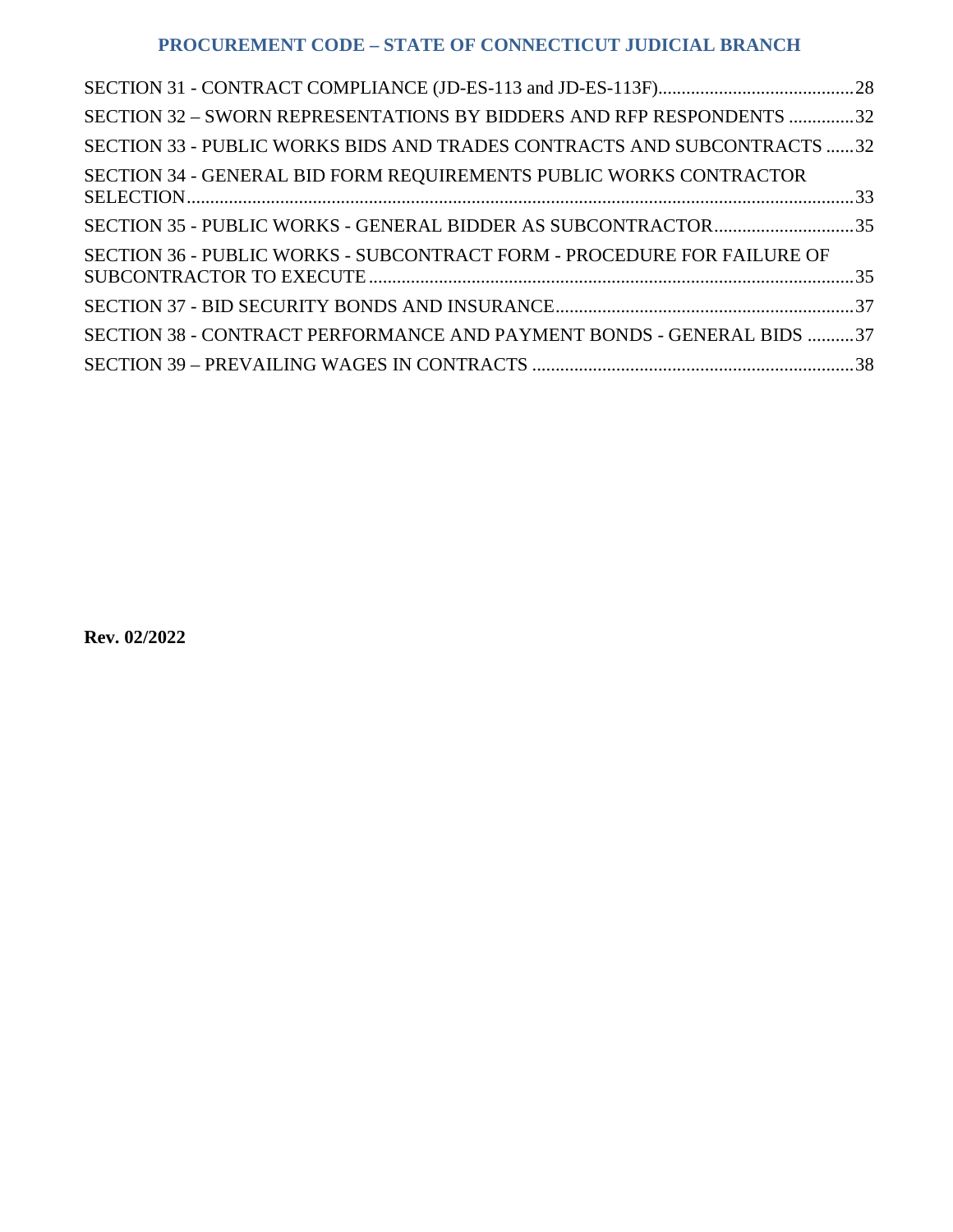SECTION 31 - CONTRACT COMPLIANCE (JD-ES-113 and JD-ES-113F)....28

SECTION 32 – SWORN REPRESENTATIONS BY BIDDERS AND RFP RESPONDENTS ....32

SECTION 33 - PUBLIC WORKS BIDS AND TRADES CONTRACTS AND SUBCONTRACTS ....32

SECTION 34 - GENERAL BID FORM REQUIREMENTS PUBLIC WORKS CONTRACTOR SELECTION....33

SECTION 35 - PUBLIC WORKS - GENERAL BIDDER AS SUBCONTRACTOR....35

SECTION 36 - PUBLIC WORKS - SUBCONTRACT FORM - PROCEDURE FOR FAILURE OF SUBCONTRACTOR TO EXECUTE....35

SECTION 37 - BID SECURITY BONDS AND INSURANCE....37

SECTION 38 - CONTRACT PERFORMANCE AND PAYMENT BONDS - GENERAL BIDS ....37

SECTION 39 – PREVAILING WAGES IN CONTRACTS ....38

**Rev. 02/2022**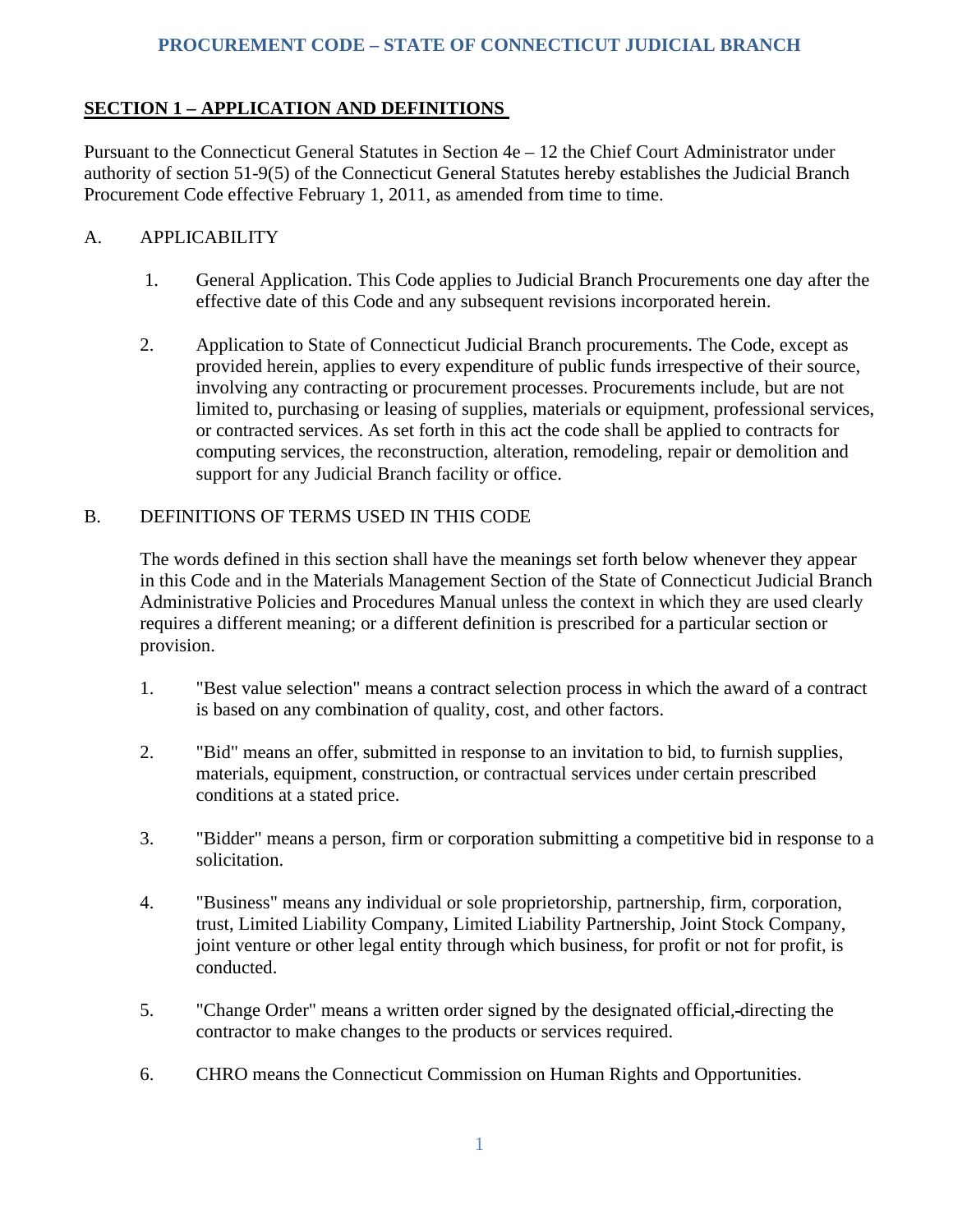# PROCUREMENT CODE – STATE OF CONNECTICUT JUDICIAL BRANCH

## SECTION 1 – APPLICATION AND DEFINITIONS

Pursuant to the Connecticut General Statutes in Section 4e – 12 the Chief Court Administrator under authority of section 51-9(5) of the Connecticut General Statutes hereby establishes the Judicial Branch Procurement Code effective February 1, 2011, as amended from time to time.

### A. APPLICABILITY

1. General Application. This Code applies to Judicial Branch Procurements one day after the effective date of this Code and any subsequent revisions incorporated herein.

2. Application to State of Connecticut Judicial Branch procurements. The Code, except as provided herein, applies to every expenditure of public funds irrespective of their source, involving any contracting or procurement processes. Procurements include, but are not limited to, purchasing or leasing of supplies, materials or equipment, professional services, or contracted services. As set forth in this act the code shall be applied to contracts for computing services, the reconstruction, alteration, remodeling, repair or demolition and support for any Judicial Branch facility or office.

### B. DEFINITIONS OF TERMS USED IN THIS CODE

The words defined in this section shall have the meanings set forth below whenever they appear in this Code and in the Materials Management Section of the State of Connecticut Judicial Branch Administrative Policies and Procedures Manual unless the context in which they are used clearly requires a different meaning; or a different definition is prescribed for a particular section or provision.

1. "Best value selection" means a contract selection process in which the award of a contract is based on any combination of quality, cost, and other factors.

2. "Bid" means an offer, submitted in response to an invitation to bid, to furnish supplies, materials, equipment, construction, or contractual services under certain prescribed conditions at a stated price.

3. "Bidder" means a person, firm or corporation submitting a competitive bid in response to a solicitation.

4. "Business" means any individual or sole proprietorship, partnership, firm, corporation, trust, Limited Liability Company, Limited Liability Partnership, Joint Stock Company, joint venture or other legal entity through which business, for profit or not for profit, is conducted.

5. "Change Order" means a written order signed by the designated official, directing the contractor to make changes to the products or services required.

6. CHRO means the Connecticut Commission on Human Rights and Opportunities.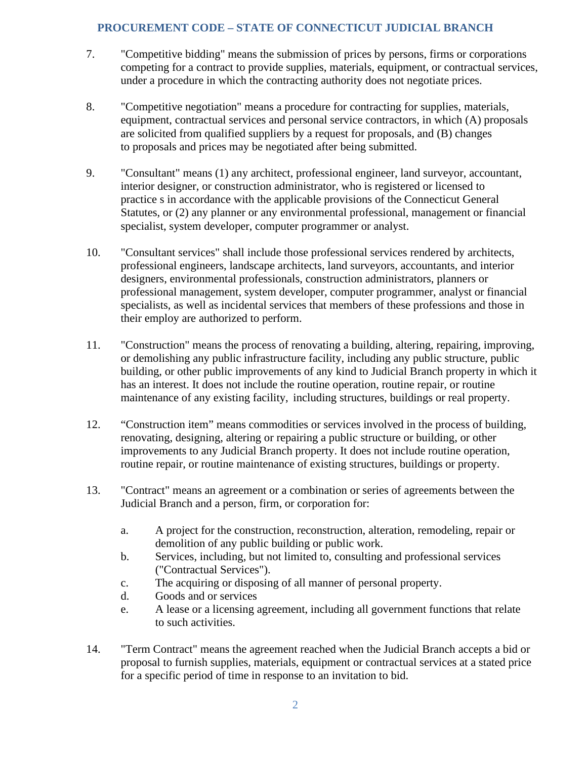7. "Competitive bidding" means the submission of prices by persons, firms or corporations competing for a contract to provide supplies, materials, equipment, or contractual services, under a procedure in which the contracting authority does not negotiate prices.

8. "Competitive negotiation" means a procedure for contracting for supplies, materials, equipment, contractual services and personal service contractors, in which (A) proposals are solicited from qualified suppliers by a request for proposals, and (B) changes to proposals and prices may be negotiated after being submitted.

9. "Consultant" means (1) any architect, professional engineer, land surveyor, accountant, interior designer, or construction administrator, who is registered or licensed to practice s in accordance with the applicable provisions of the Connecticut General Statutes, or (2) any planner or any environmental professional, management or financial specialist, system developer, computer programmer or analyst.

10. "Consultant services" shall include those professional services rendered by architects, professional engineers, landscape architects, land surveyors, accountants, and interior designers, environmental professionals, construction administrators, planners or professional management, system developer, computer programmer, analyst or financial specialists, as well as incidental services that members of these professions and those in their employ are authorized to perform.

11. "Construction" means the process of renovating a building, altering, repairing, improving, or demolishing any public infrastructure facility, including any public structure, public building, or other public improvements of any kind to Judicial Branch property in which it has an interest. It does not include the routine operation, routine repair, or routine maintenance of any existing facility, including structures, buildings or real property.

12. “Construction item” means commodities or services involved in the process of building, renovating, designing, altering or repairing a public structure or building, or other improvements to any Judicial Branch property. It does not include routine operation, routine repair, or routine maintenance of existing structures, buildings or property.

13. "Contract" means an agreement or a combination or series of agreements between the Judicial Branch and a person, firm, or corporation for:

    a. A project for the construction, reconstruction, alteration, remodeling, repair or demolition of any public building or public work.
    b. Services, including, but not limited to, consulting and professional services ("Contractual Services").
    c. The acquiring or disposing of all manner of personal property.
    d. Goods and or services
    e. A lease or a licensing agreement, including all government functions that relate to such activities.

14. "Term Contract" means the agreement reached when the Judicial Branch accepts a bid or proposal to furnish supplies, materials, equipment or contractual services at a stated price for a specific period of time in response to an invitation to bid.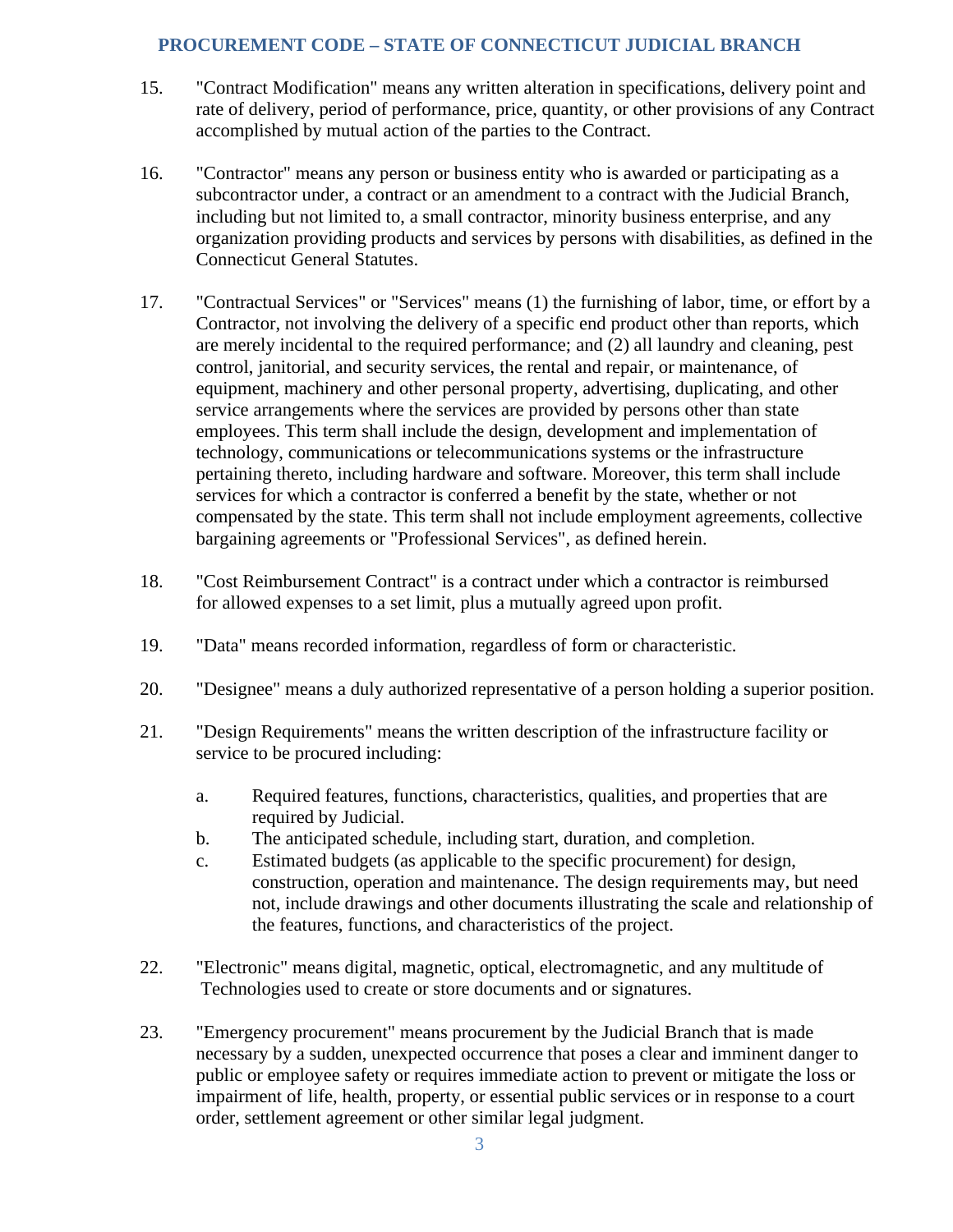15. "Contract Modification" means any written alteration in specifications, delivery point and rate of delivery, period of performance, price, quantity, or other provisions of any Contract accomplished by mutual action of the parties to the Contract.

16. "Contractor" means any person or business entity who is awarded or participating as a subcontractor under, a contract or an amendment to a contract with the Judicial Branch, including but not limited to, a small contractor, minority business enterprise, and any organization providing products and services by persons with disabilities, as defined in the Connecticut General Statutes.

17. "Contractual Services" or "Services" means (1) the furnishing of labor, time, or effort by a Contractor, not involving the delivery of a specific end product other than reports, which are merely incidental to the required performance; and (2) all laundry and cleaning, pest control, janitorial, and security services, the rental and repair, or maintenance, of equipment, machinery and other personal property, advertising, duplicating, and other service arrangements where the services are provided by persons other than state employees. This term shall include the design, development and implementation of technology, communications or telecommunications systems or the infrastructure pertaining thereto, including hardware and software. Moreover, this term shall include services for which a contractor is conferred a benefit by the state, whether or not compensated by the state. This term shall not include employment agreements, collective bargaining agreements or "Professional Services", as defined herein.

18. "Cost Reimbursement Contract" is a contract under which a contractor is reimbursed for allowed expenses to a set limit, plus a mutually agreed upon profit.

19. "Data" means recorded information, regardless of form or characteristic.

20. "Designee" means a duly authorized representative of a person holding a superior position.

21. "Design Requirements" means the written description of the infrastructure facility or service to be procured including:

    a. Required features, functions, characteristics, qualities, and properties that are required by Judicial.
    b. The anticipated schedule, including start, duration, and completion.
    c. Estimated budgets (as applicable to the specific procurement) for design, construction, operation and maintenance. The design requirements may, but need not, include drawings and other documents illustrating the scale and relationship of the features, functions, and characteristics of the project.

22. "Electronic" means digital, magnetic, optical, electromagnetic, and any multitude of Technologies used to create or store documents and or signatures.

23. "Emergency procurement" means procurement by the Judicial Branch that is made necessary by a sudden, unexpected occurrence that poses a clear and imminent danger to public or employee safety or requires immediate action to prevent or mitigate the loss or impairment of life, health, property, or essential public services or in response to a court order, settlement agreement or other similar legal judgment.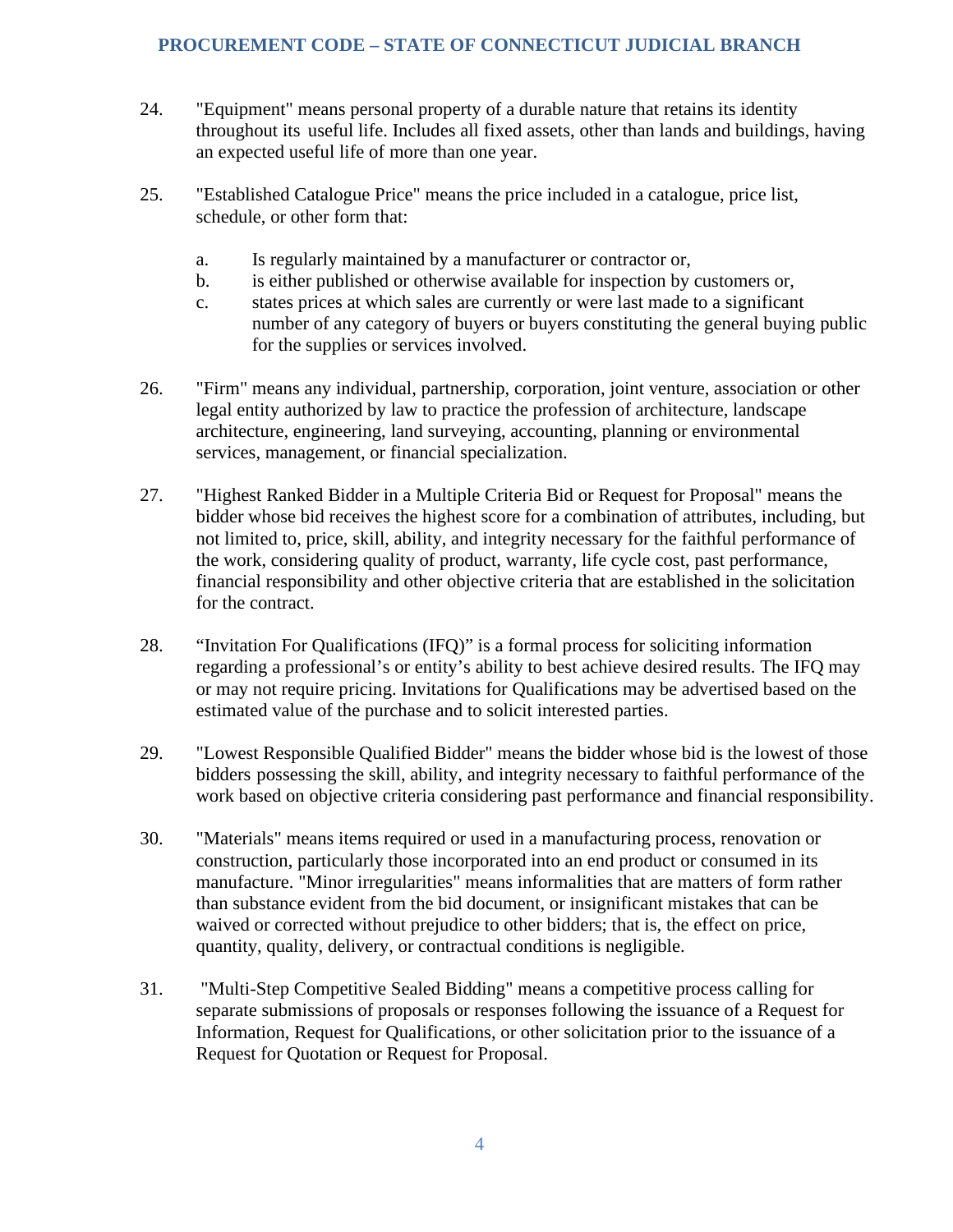24. "Equipment" means personal property of a durable nature that retains its identity throughout its useful life. Includes all fixed assets, other than lands and buildings, having an expected useful life of more than one year.

25. "Established Catalogue Price" means the price included in a catalogue, price list, schedule, or other form that:

    a. Is regularly maintained by a manufacturer or contractor or,
    b. is either published or otherwise available for inspection by customers or,
    c. states prices at which sales are currently or were last made to a significant number of any category of buyers or buyers constituting the general buying public for the supplies or services involved.

26. "Firm" means any individual, partnership, corporation, joint venture, association or other legal entity authorized by law to practice the profession of architecture, landscape architecture, engineering, land surveying, accounting, planning or environmental services, management, or financial specialization.

27. "Highest Ranked Bidder in a Multiple Criteria Bid or Request for Proposal" means the bidder whose bid receives the highest score for a combination of attributes, including, but not limited to, price, skill, ability, and integrity necessary for the faithful performance of the work, considering quality of product, warranty, life cycle cost, past performance, financial responsibility and other objective criteria that are established in the solicitation for the contract.

28. “Invitation For Qualifications (IFQ)” is a formal process for soliciting information regarding a professional’s or entity’s ability to best achieve desired results. The IFQ may or may not require pricing. Invitations for Qualifications may be advertised based on the estimated value of the purchase and to solicit interested parties.

29. "Lowest Responsible Qualified Bidder" means the bidder whose bid is the lowest of those bidders possessing the skill, ability, and integrity necessary to faithful performance of the work based on objective criteria considering past performance and financial responsibility.

30. "Materials" means items required or used in a manufacturing process, renovation or construction, particularly those incorporated into an end product or consumed in its manufacture. "Minor irregularities" means informalities that are matters of form rather than substance evident from the bid document, or insignificant mistakes that can be waived or corrected without prejudice to other bidders; that is, the effect on price, quantity, quality, delivery, or contractual conditions is negligible.

31. "Multi-Step Competitive Sealed Bidding" means a competitive process calling for separate submissions of proposals or responses following the issuance of a Request for Information, Request for Qualifications, or other solicitation prior to the issuance of a Request for Quotation or Request for Proposal.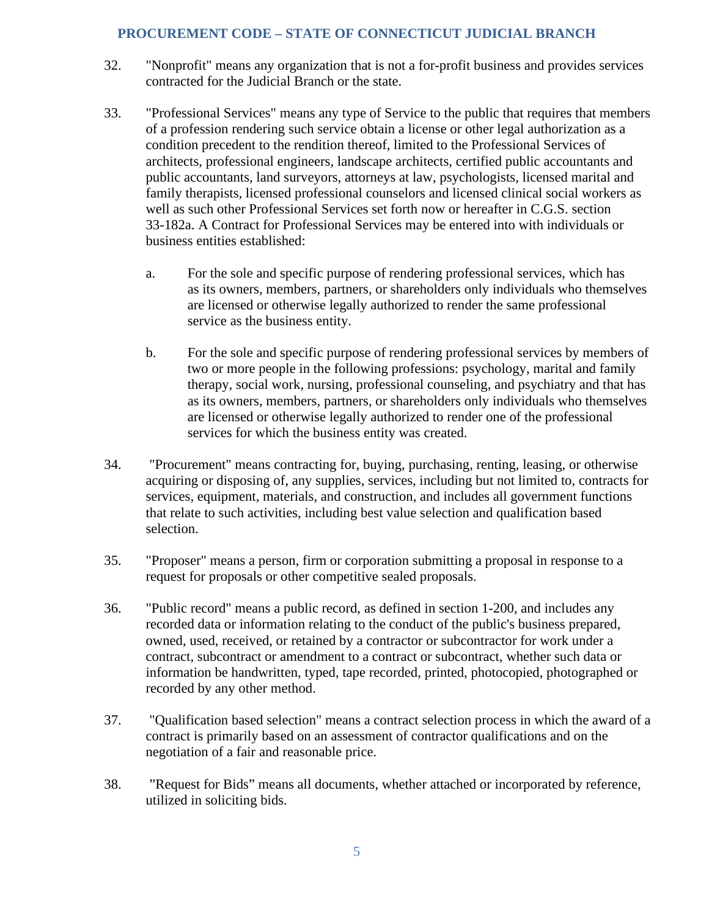32. "Nonprofit" means any organization that is not a for-profit business and provides services contracted for the Judicial Branch or the state.

33. "Professional Services" means any type of Service to the public that requires that members of a profession rendering such service obtain a license or other legal authorization as a condition precedent to the rendition thereof, limited to the Professional Services of architects, professional engineers, landscape architects, certified public accountants and public accountants, land surveyors, attorneys at law, psychologists, licensed marital and family therapists, licensed professional counselors and licensed clinical social workers as well as such other Professional Services set forth now or hereafter in C.G.S. section 33-182a. A Contract for Professional Services may be entered into with individuals or business entities established:

    a. For the sole and specific purpose of rendering professional services, which has as its owners, members, partners, or shareholders only individuals who themselves are licensed or otherwise legally authorized to render the same professional service as the business entity.

    b. For the sole and specific purpose of rendering professional services by members of two or more people in the following professions: psychology, marital and family therapy, social work, nursing, professional counseling, and psychiatry and that has as its owners, members, partners, or shareholders only individuals who themselves are licensed or otherwise legally authorized to render one of the professional services for which the business entity was created.

34. "Procurement" means contracting for, buying, purchasing, renting, leasing, or otherwise acquiring or disposing of, any supplies, services, including but not limited to, contracts for services, equipment, materials, and construction, and includes all government functions that relate to such activities, including best value selection and qualification based selection.

35. "Proposer" means a person, firm or corporation submitting a proposal in response to a request for proposals or other competitive sealed proposals.

36. "Public record" means a public record, as defined in section 1-200, and includes any recorded data or information relating to the conduct of the public's business prepared, owned, used, received, or retained by a contractor or subcontractor for work under a contract, subcontract or amendment to a contract or subcontract, whether such data or information be handwritten, typed, tape recorded, printed, photocopied, photographed or recorded by any other method.

37. "Qualification based selection" means a contract selection process in which the award of a contract is primarily based on an assessment of contractor qualifications and on the negotiation of a fair and reasonable price.

38. "Request for Bids" means all documents, whether attached or incorporated by reference, utilized in soliciting bids.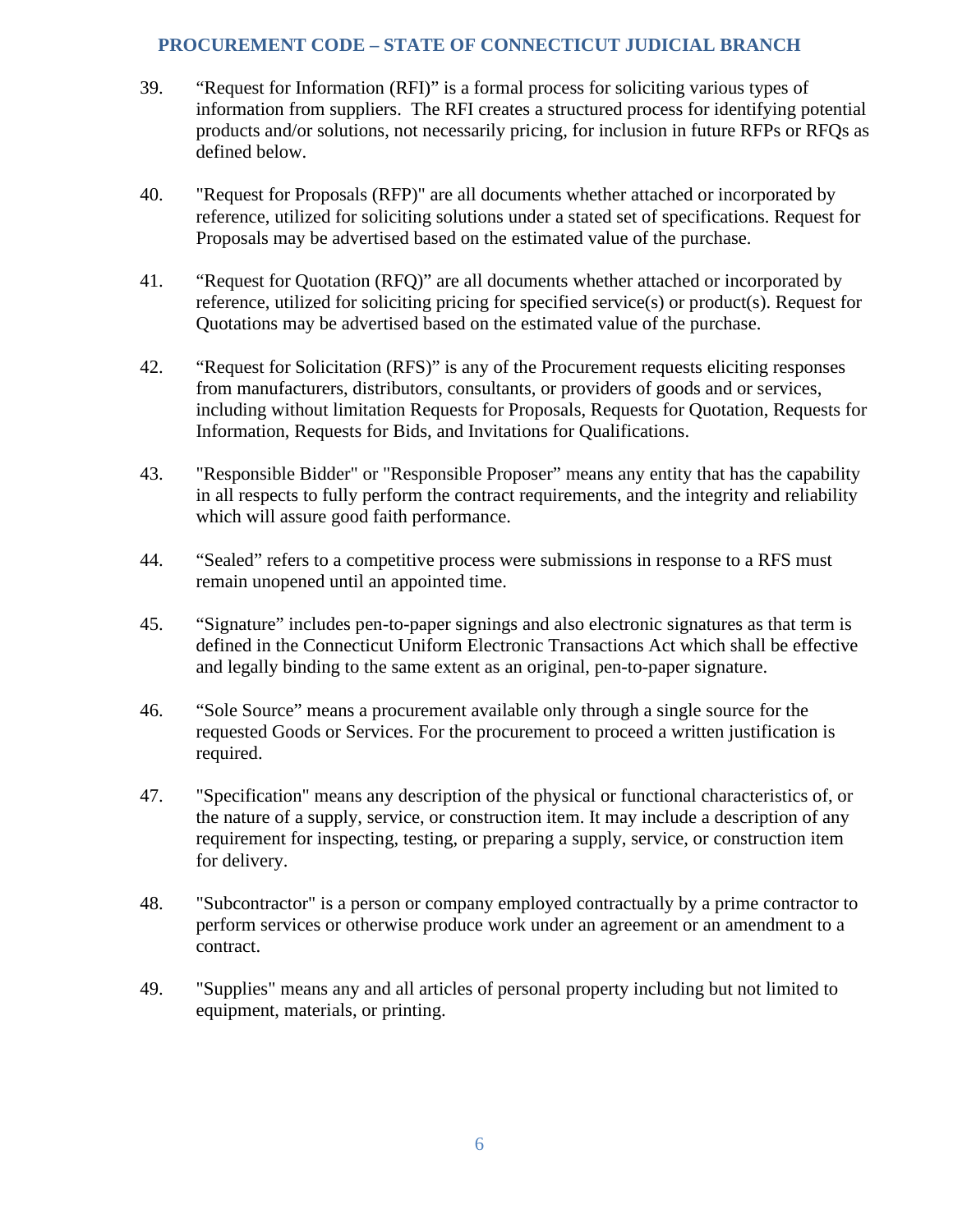39. “Request for Information (RFI)” is a formal process for soliciting various types of information from suppliers. The RFI creates a structured process for identifying potential products and/or solutions, not necessarily pricing, for inclusion in future RFPs or RFQs as defined below.

40. "Request for Proposals (RFP)" are all documents whether attached or incorporated by reference, utilized for soliciting solutions under a stated set of specifications. Request for Proposals may be advertised based on the estimated value of the purchase.

41. “Request for Quotation (RFQ)” are all documents whether attached or incorporated by reference, utilized for soliciting pricing for specified service(s) or product(s). Request for Quotations may be advertised based on the estimated value of the purchase.

42. “Request for Solicitation (RFS)” is any of the Procurement requests eliciting responses from manufacturers, distributors, consultants, or providers of goods and or services, including without limitation Requests for Proposals, Requests for Quotation, Requests for Information, Requests for Bids, and Invitations for Qualifications.

43. "Responsible Bidder" or "Responsible Proposer” means any entity that has the capability in all respects to fully perform the contract requirements, and the integrity and reliability which will assure good faith performance.

44. “Sealed” refers to a competitive process were submissions in response to a RFS must remain unopened until an appointed time.

45. “Signature” includes pen-to-paper signings and also electronic signatures as that term is defined in the Connecticut Uniform Electronic Transactions Act which shall be effective and legally binding to the same extent as an original, pen-to-paper signature.

46. “Sole Source” means a procurement available only through a single source for the requested Goods or Services. For the procurement to proceed a written justification is required.

47. "Specification" means any description of the physical or functional characteristics of, or the nature of a supply, service, or construction item. It may include a description of any requirement for inspecting, testing, or preparing a supply, service, or construction item for delivery.

48. "Subcontractor" is a person or company employed contractually by a prime contractor to perform services or otherwise produce work under an agreement or an amendment to a contract.

49. "Supplies" means any and all articles of personal property including but not limited to equipment, materials, or printing.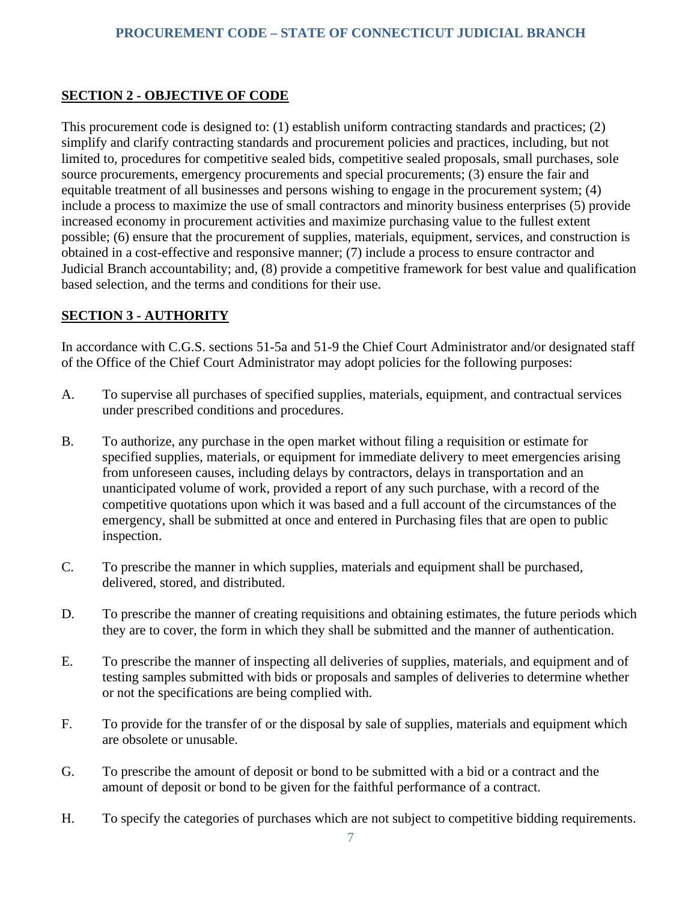## SECTION 2 - OBJECTIVE OF CODE

This procurement code is designed to: (1) establish uniform contracting standards and practices; (2) simplify and clarify contracting standards and procurement policies and practices, including, but not limited to, procedures for competitive sealed bids, competitive sealed proposals, small purchases, sole source procurements, emergency procurements and special procurements; (3) ensure the fair and equitable treatment of all businesses and persons wishing to engage in the procurement system; (4) include a process to maximize the use of small contractors and minority business enterprises (5) provide increased economy in procurement activities and maximize purchasing value to the fullest extent possible; (6) ensure that the procurement of supplies, materials, equipment, services, and construction is obtained in a cost-effective and responsive manner; (7) include a process to ensure contractor and Judicial Branch accountability; and, (8) provide a competitive framework for best value and qualification based selection, and the terms and conditions for their use.

## SECTION 3 - AUTHORITY

In accordance with C.G.S. sections 51-5a and 51-9 the Chief Court Administrator and/or designated staff of the Office of the Chief Court Administrator may adopt policies for the following purposes:

A. To supervise all purchases of specified supplies, materials, equipment, and contractual services under prescribed conditions and procedures.

B. To authorize, any purchase in the open market without filing a requisition or estimate for specified supplies, materials, or equipment for immediate delivery to meet emergencies arising from unforeseen causes, including delays by contractors, delays in transportation and an unanticipated volume of work, provided a report of any such purchase, with a record of the competitive quotations upon which it was based and a full account of the circumstances of the emergency, shall be submitted at once and entered in Purchasing files that are open to public inspection.

C. To prescribe the manner in which supplies, materials and equipment shall be purchased, delivered, stored, and distributed.

D. To prescribe the manner of creating requisitions and obtaining estimates, the future periods which they are to cover, the form in which they shall be submitted and the manner of authentication.

E. To prescribe the manner of inspecting all deliveries of supplies, materials, and equipment and of testing samples submitted with bids or proposals and samples of deliveries to determine whether or not the specifications are being complied with.

F. To provide for the transfer of or the disposal by sale of supplies, materials and equipment which are obsolete or unusable.

G. To prescribe the amount of deposit or bond to be submitted with a bid or a contract and the amount of deposit or bond to be given for the faithful performance of a contract.

H. To specify the categories of purchases which are not subject to competitive bidding requirements.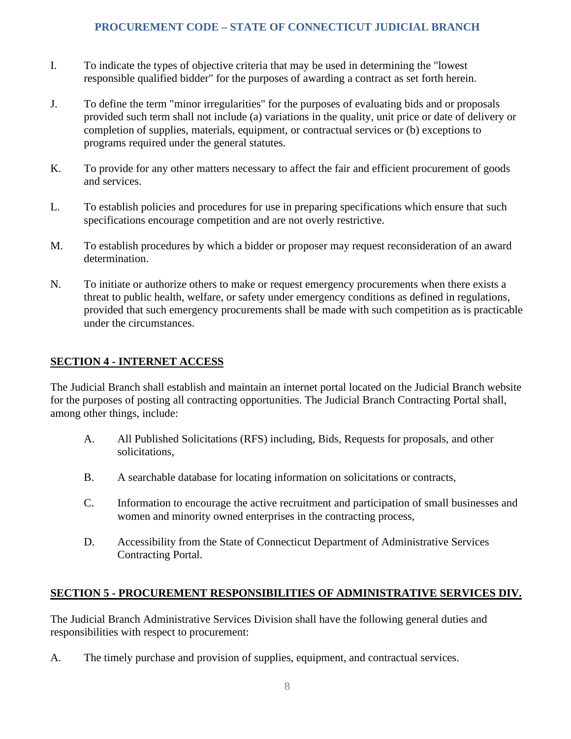I. To indicate the types of objective criteria that may be used in determining the "lowest responsible qualified bidder" for the purposes of awarding a contract as set forth herein.

J. To define the term "minor irregularities" for the purposes of evaluating bids and or proposals provided such term shall not include (a) variations in the quality, unit price or date of delivery or completion of supplies, materials, equipment, or contractual services or (b) exceptions to programs required under the general statutes.

K. To provide for any other matters necessary to affect the fair and efficient procurement of goods and services.

L. To establish policies and procedures for use in preparing specifications which ensure that such specifications encourage competition and are not overly restrictive.

M. To establish procedures by which a bidder or proposer may request reconsideration of an award determination.

N. To initiate or authorize others to make or request emergency procurements when there exists a threat to public health, welfare, or safety under emergency conditions as defined in regulations, provided that such emergency procurements shall be made with such competition as is practicable under the circumstances.

## SECTION 4 - INTERNET ACCESS

The Judicial Branch shall establish and maintain an internet portal located on the Judicial Branch website for the purposes of posting all contracting opportunities. The Judicial Branch Contracting Portal shall, among other things, include:

A. All Published Solicitations (RFS) including, Bids, Requests for proposals, and other solicitations,

B. A searchable database for locating information on solicitations or contracts,

C. Information to encourage the active recruitment and participation of small businesses and women and minority owned enterprises in the contracting process,

D. Accessibility from the State of Connecticut Department of Administrative Services Contracting Portal.

## SECTION 5 - PROCUREMENT RESPONSIBILITIES OF ADMINISTRATIVE SERVICES DIV.

The Judicial Branch Administrative Services Division shall have the following general duties and responsibilities with respect to procurement:

A. The timely purchase and provision of supplies, equipment, and contractual services.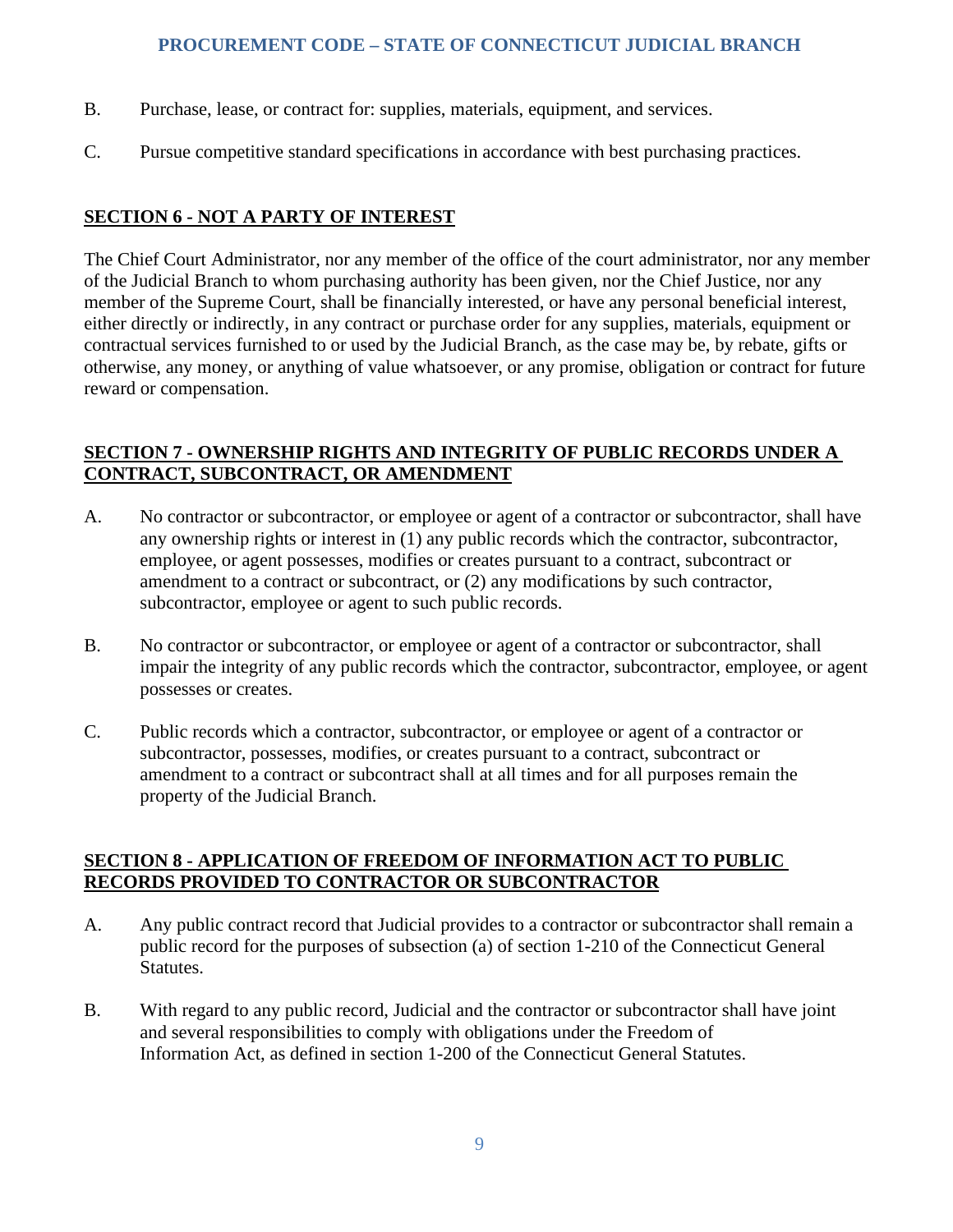B. Purchase, lease, or contract for: supplies, materials, equipment, and services.

C. Pursue competitive standard specifications in accordance with best purchasing practices.

## SECTION 6 - NOT A PARTY OF INTEREST

The Chief Court Administrator, nor any member of the office of the court administrator, nor any member of the Judicial Branch to whom purchasing authority has been given, nor the Chief Justice, nor any member of the Supreme Court, shall be financially interested, or have any personal beneficial interest, either directly or indirectly, in any contract or purchase order for any supplies, materials, equipment or contractual services furnished to or used by the Judicial Branch, as the case may be, by rebate, gifts or otherwise, any money, or anything of value whatsoever, or any promise, obligation or contract for future reward or compensation.

## SECTION 7 - OWNERSHIP RIGHTS AND INTEGRITY OF PUBLIC RECORDS UNDER A CONTRACT, SUBCONTRACT, OR AMENDMENT

A. No contractor or subcontractor, or employee or agent of a contractor or subcontractor, shall have any ownership rights or interest in (1) any public records which the contractor, subcontractor, employee, or agent possesses, modifies or creates pursuant to a contract, subcontract or amendment to a contract or subcontract, or (2) any modifications by such contractor, subcontractor, employee or agent to such public records.

B. No contractor or subcontractor, or employee or agent of a contractor or subcontractor, shall impair the integrity of any public records which the contractor, subcontractor, employee, or agent possesses or creates.

C. Public records which a contractor, subcontractor, or employee or agent of a contractor or subcontractor, possesses, modifies, or creates pursuant to a contract, subcontract or amendment to a contract or subcontract shall at all times and for all purposes remain the property of the Judicial Branch.

## SECTION 8 - APPLICATION OF FREEDOM OF INFORMATION ACT TO PUBLIC RECORDS PROVIDED TO CONTRACTOR OR SUBCONTRACTOR

A. Any public contract record that Judicial provides to a contractor or subcontractor shall remain a public record for the purposes of subsection (a) of section 1-210 of the Connecticut General Statutes.

B. With regard to any public record, Judicial and the contractor or subcontractor shall have joint and several responsibilities to comply with obligations under the Freedom of Information Act, as defined in section 1-200 of the Connecticut General Statutes.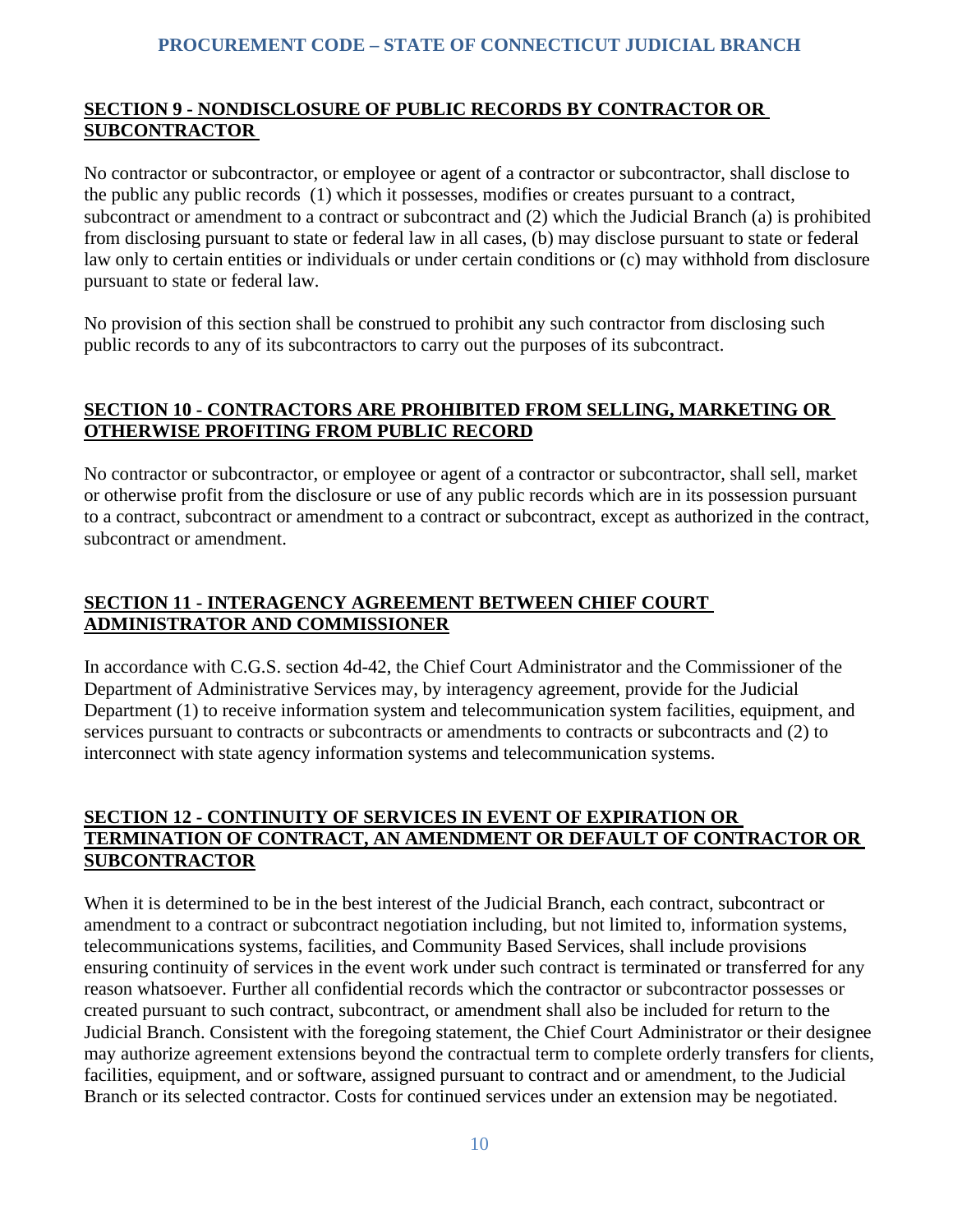## SECTION 9 - NONDISCLOSURE OF PUBLIC RECORDS BY CONTRACTOR OR SUBCONTRACTOR

No contractor or subcontractor, or employee or agent of a contractor or subcontractor, shall disclose to the public any public records (1) which it possesses, modifies or creates pursuant to a contract, subcontract or amendment to a contract or subcontract and (2) which the Judicial Branch (a) is prohibited from disclosing pursuant to state or federal law in all cases, (b) may disclose pursuant to state or federal law only to certain entities or individuals or under certain conditions or (c) may withhold from disclosure pursuant to state or federal law.

No provision of this section shall be construed to prohibit any such contractor from disclosing such public records to any of its subcontractors to carry out the purposes of its subcontract.

## SECTION 10 - CONTRACTORS ARE PROHIBITED FROM SELLING, MARKETING OR OTHERWISE PROFITING FROM PUBLIC RECORD

No contractor or subcontractor, or employee or agent of a contractor or subcontractor, shall sell, market or otherwise profit from the disclosure or use of any public records which are in its possession pursuant to a contract, subcontract or amendment to a contract or subcontract, except as authorized in the contract, subcontract or amendment.

## SECTION 11 - INTERAGENCY AGREEMENT BETWEEN CHIEF COURT ADMINISTRATOR AND COMMISSIONER

In accordance with C.G.S. section 4d-42, the Chief Court Administrator and the Commissioner of the Department of Administrative Services may, by interagency agreement, provide for the Judicial Department (1) to receive information system and telecommunication system facilities, equipment, and services pursuant to contracts or subcontracts or amendments to contracts or subcontracts and (2) to interconnect with state agency information systems and telecommunication systems.

## SECTION 12 - CONTINUITY OF SERVICES IN EVENT OF EXPIRATION OR TERMINATION OF CONTRACT, AN AMENDMENT OR DEFAULT OF CONTRACTOR OR SUBCONTRACTOR

When it is determined to be in the best interest of the Judicial Branch, each contract, subcontract or amendment to a contract or subcontract negotiation including, but not limited to, information systems, telecommunications systems, facilities, and Community Based Services, shall include provisions ensuring continuity of services in the event work under such contract is terminated or transferred for any reason whatsoever. Further all confidential records which the contractor or subcontractor possesses or created pursuant to such contract, subcontract, or amendment shall also be included for return to the Judicial Branch. Consistent with the foregoing statement, the Chief Court Administrator or their designee may authorize agreement extensions beyond the contractual term to complete orderly transfers for clients, facilities, equipment, and or software, assigned pursuant to contract and or amendment, to the Judicial Branch or its selected contractor. Costs for continued services under an extension may be negotiated.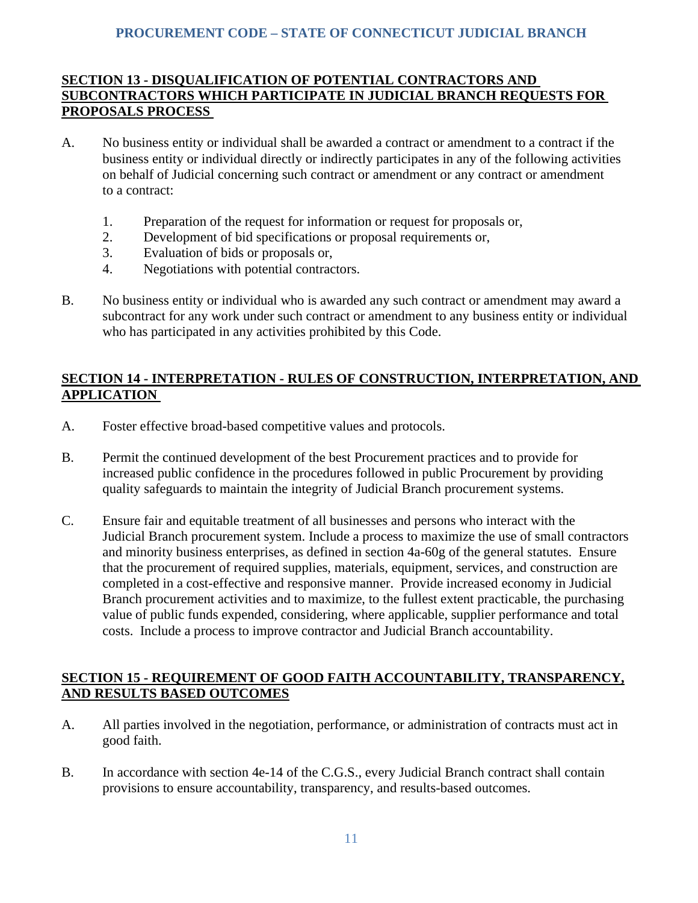## SECTION 13 - DISQUALIFICATION OF POTENTIAL CONTRACTORS AND SUBCONTRACTORS WHICH PARTICIPATE IN JUDICIAL BRANCH REQUESTS FOR PROPOSALS PROCESS

A. No business entity or individual shall be awarded a contract or amendment to a contract if the business entity or individual directly or indirectly participates in any of the following activities on behalf of Judicial concerning such contract or amendment or any contract or amendment to a contract:

   1. Preparation of the request for information or request for proposals or,
   2. Development of bid specifications or proposal requirements or,
   3. Evaluation of bids or proposals or,
   4. Negotiations with potential contractors.

B. No business entity or individual who is awarded any such contract or amendment may award a subcontract for any work under such contract or amendment to any business entity or individual who has participated in any activities prohibited by this Code.

## SECTION 14 - INTERPRETATION - RULES OF CONSTRUCTION, INTERPRETATION, AND APPLICATION

A. Foster effective broad-based competitive values and protocols.

B. Permit the continued development of the best Procurement practices and to provide for increased public confidence in the procedures followed in public Procurement by providing quality safeguards to maintain the integrity of Judicial Branch procurement systems.

C. Ensure fair and equitable treatment of all businesses and persons who interact with the Judicial Branch procurement system. Include a process to maximize the use of small contractors and minority business enterprises, as defined in section 4a-60g of the general statutes. Ensure that the procurement of required supplies, materials, equipment, services, and construction are completed in a cost-effective and responsive manner. Provide increased economy in Judicial Branch procurement activities and to maximize, to the fullest extent practicable, the purchasing value of public funds expended, considering, where applicable, supplier performance and total costs. Include a process to improve contractor and Judicial Branch accountability.

## SECTION 15 - REQUIREMENT OF GOOD FAITH ACCOUNTABILITY, TRANSPARENCY, AND RESULTS BASED OUTCOMES

A. All parties involved in the negotiation, performance, or administration of contracts must act in good faith.

B. In accordance with section 4e-14 of the C.G.S., every Judicial Branch contract shall contain provisions to ensure accountability, transparency, and results-based outcomes.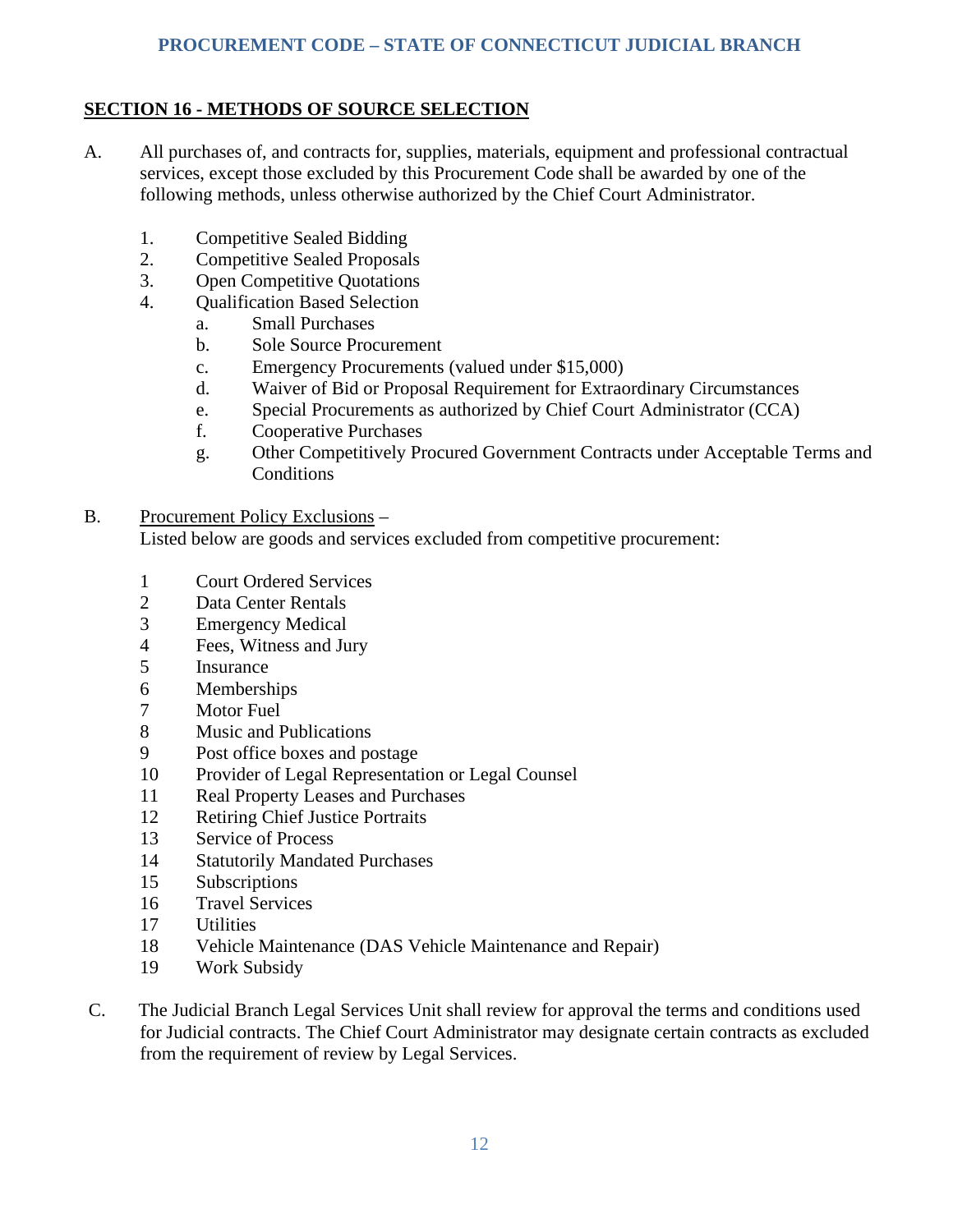## SECTION 16 - METHODS OF SOURCE SELECTION

A. All purchases of, and contracts for, supplies, materials, equipment and professional contractual services, except those excluded by this Procurement Code shall be awarded by one of the following methods, unless otherwise authorized by the Chief Court Administrator.

1. Competitive Sealed Bidding
2. Competitive Sealed Proposals
3. Open Competitive Quotations
4. Qualification Based Selection
    a. Small Purchases
    b. Sole Source Procurement
    c. Emergency Procurements (valued under $15,000)
    d. Waiver of Bid or Proposal Requirement for Extraordinary Circumstances
    e. Special Procurements as authorized by Chief Court Administrator (CCA)
    f. Cooperative Purchases
    g. Other Competitively Procured Government Contracts under Acceptable Terms and Conditions

B. Procurement Policy Exclusions –
Listed below are goods and services excluded from competitive procurement:

1 Court Ordered Services
2 Data Center Rentals
3 Emergency Medical
4 Fees, Witness and Jury
5 Insurance
6 Memberships
7 Motor Fuel
8 Music and Publications
9 Post office boxes and postage
10 Provider of Legal Representation or Legal Counsel
11 Real Property Leases and Purchases
12 Retiring Chief Justice Portraits
13 Service of Process
14 Statutorily Mandated Purchases
15 Subscriptions
16 Travel Services
17 Utilities
18 Vehicle Maintenance (DAS Vehicle Maintenance and Repair)
19 Work Subsidy

C. The Judicial Branch Legal Services Unit shall review for approval the terms and conditions used for Judicial contracts. The Chief Court Administrator may designate certain contracts as excluded from the requirement of review by Legal Services.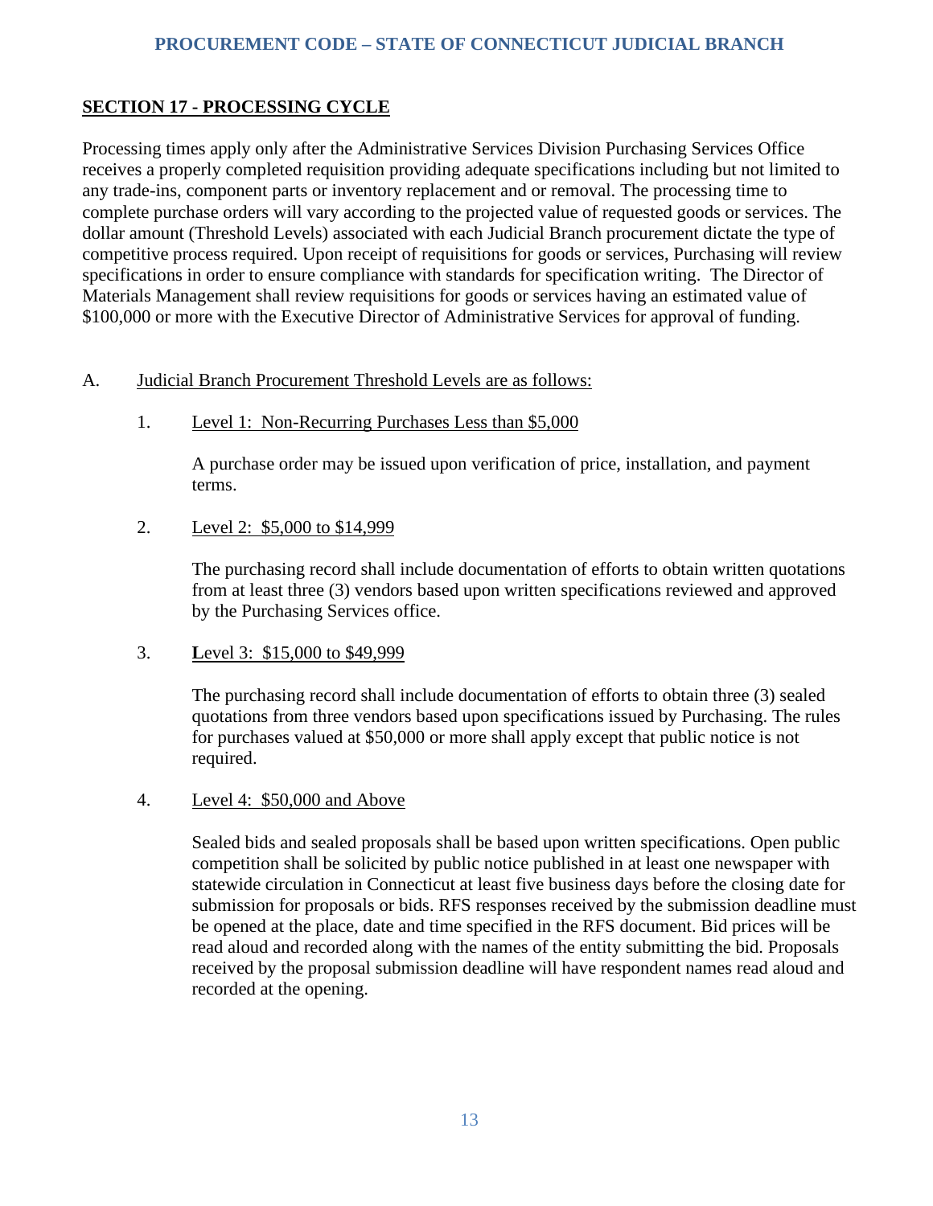## SECTION 17 - PROCESSING CYCLE

Processing times apply only after the Administrative Services Division Purchasing Services Office receives a properly completed requisition providing adequate specifications including but not limited to any trade-ins, component parts or inventory replacement and or removal. The processing time to complete purchase orders will vary according to the projected value of requested goods or services. The dollar amount (Threshold Levels) associated with each Judicial Branch procurement dictate the type of competitive process required. Upon receipt of requisitions for goods or services, Purchasing will review specifications in order to ensure compliance with standards for specification writing. The Director of Materials Management shall review requisitions for goods or services having an estimated value of $100,000 or more with the Executive Director of Administrative Services for approval of funding.

A. Judicial Branch Procurement Threshold Levels are as follows:

1. Level 1: Non-Recurring Purchases Less than $5,000

   A purchase order may be issued upon verification of price, installation, and payment terms.

2. Level 2: $5,000 to $14,999

   The purchasing record shall include documentation of efforts to obtain written quotations from at least three (3) vendors based upon written specifications reviewed and approved by the Purchasing Services office.

3. Level 3: $15,000 to $49,999

   The purchasing record shall include documentation of efforts to obtain three (3) sealed quotations from three vendors based upon specifications issued by Purchasing. The rules for purchases valued at $50,000 or more shall apply except that public notice is not required.

4. Level 4: $50,000 and Above

   Sealed bids and sealed proposals shall be based upon written specifications. Open public competition shall be solicited by public notice published in at least one newspaper with statewide circulation in Connecticut at least five business days before the closing date for submission for proposals or bids. RFS responses received by the submission deadline must be opened at the place, date and time specified in the RFS document. Bid prices will be read aloud and recorded along with the names of the entity submitting the bid. Proposals received by the proposal submission deadline will have respondent names read aloud and recorded at the opening.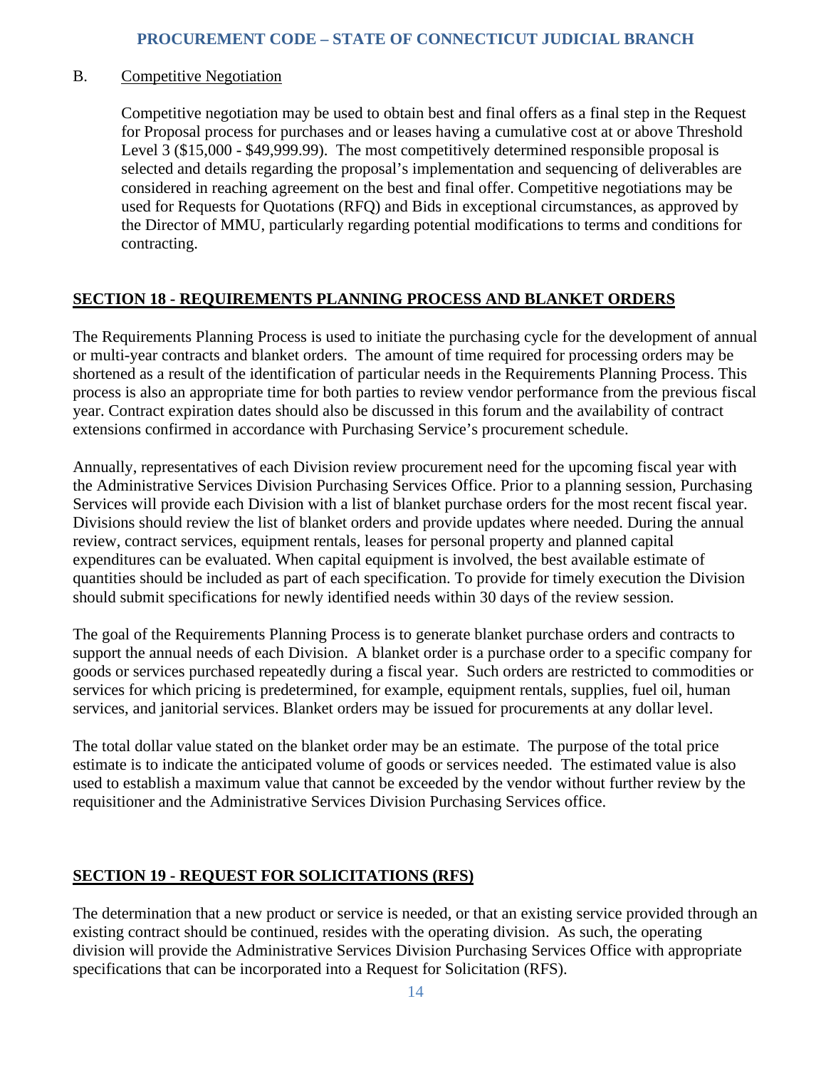B. Competitive Negotiation

Competitive negotiation may be used to obtain best and final offers as a final step in the Request for Proposal process for purchases and or leases having a cumulative cost at or above Threshold Level 3 ($15,000 - $49,999.99). The most competitively determined responsible proposal is selected and details regarding the proposal's implementation and sequencing of deliverables are considered in reaching agreement on the best and final offer. Competitive negotiations may be used for Requests for Quotations (RFQ) and Bids in exceptional circumstances, as approved by the Director of MMU, particularly regarding potential modifications to terms and conditions for contracting.

## SECTION 18 - REQUIREMENTS PLANNING PROCESS AND BLANKET ORDERS

The Requirements Planning Process is used to initiate the purchasing cycle for the development of annual or multi-year contracts and blanket orders. The amount of time required for processing orders may be shortened as a result of the identification of particular needs in the Requirements Planning Process. This process is also an appropriate time for both parties to review vendor performance from the previous fiscal year. Contract expiration dates should also be discussed in this forum and the availability of contract extensions confirmed in accordance with Purchasing Service's procurement schedule.

Annually, representatives of each Division review procurement need for the upcoming fiscal year with the Administrative Services Division Purchasing Services Office. Prior to a planning session, Purchasing Services will provide each Division with a list of blanket purchase orders for the most recent fiscal year. Divisions should review the list of blanket orders and provide updates where needed. During the annual review, contract services, equipment rentals, leases for personal property and planned capital expenditures can be evaluated. When capital equipment is involved, the best available estimate of quantities should be included as part of each specification. To provide for timely execution the Division should submit specifications for newly identified needs within 30 days of the review session.

The goal of the Requirements Planning Process is to generate blanket purchase orders and contracts to support the annual needs of each Division. A blanket order is a purchase order to a specific company for goods or services purchased repeatedly during a fiscal year. Such orders are restricted to commodities or services for which pricing is predetermined, for example, equipment rentals, supplies, fuel oil, human services, and janitorial services. Blanket orders may be issued for procurements at any dollar level.

The total dollar value stated on the blanket order may be an estimate. The purpose of the total price estimate is to indicate the anticipated volume of goods or services needed. The estimated value is also used to establish a maximum value that cannot be exceeded by the vendor without further review by the requisitioner and the Administrative Services Division Purchasing Services office.

## SECTION 19 - REQUEST FOR SOLICITATIONS (RFS)

The determination that a new product or service is needed, or that an existing service provided through an existing contract should be continued, resides with the operating division. As such, the operating division will provide the Administrative Services Division Purchasing Services Office with appropriate specifications that can be incorporated into a Request for Solicitation (RFS).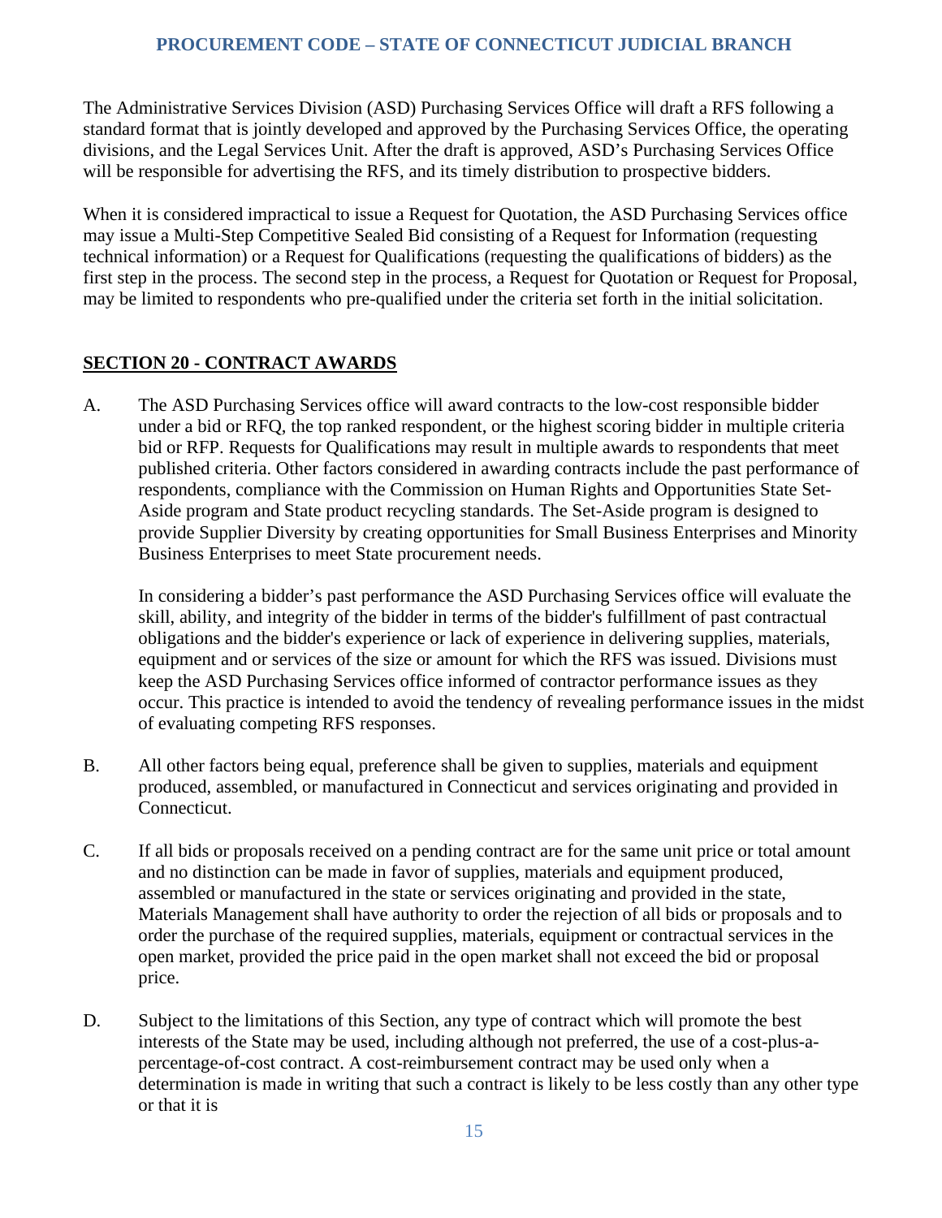The Administrative Services Division (ASD) Purchasing Services Office will draft a RFS following a standard format that is jointly developed and approved by the Purchasing Services Office, the operating divisions, and the Legal Services Unit. After the draft is approved, ASD's Purchasing Services Office will be responsible for advertising the RFS, and its timely distribution to prospective bidders.

When it is considered impractical to issue a Request for Quotation, the ASD Purchasing Services office may issue a Multi-Step Competitive Sealed Bid consisting of a Request for Information (requesting technical information) or a Request for Qualifications (requesting the qualifications of bidders) as the first step in the process. The second step in the process, a Request for Quotation or Request for Proposal, may be limited to respondents who pre-qualified under the criteria set forth in the initial solicitation.

## SECTION 20 - CONTRACT AWARDS

A. The ASD Purchasing Services office will award contracts to the low-cost responsible bidder under a bid or RFQ, the top ranked respondent, or the highest scoring bidder in multiple criteria bid or RFP. Requests for Qualifications may result in multiple awards to respondents that meet published criteria. Other factors considered in awarding contracts include the past performance of respondents, compliance with the Commission on Human Rights and Opportunities State Set-Aside program and State product recycling standards. The Set-Aside program is designed to provide Supplier Diversity by creating opportunities for Small Business Enterprises and Minority Business Enterprises to meet State procurement needs.

   In considering a bidder's past performance the ASD Purchasing Services office will evaluate the skill, ability, and integrity of the bidder in terms of the bidder's fulfillment of past contractual obligations and the bidder's experience or lack of experience in delivering supplies, materials, equipment and or services of the size or amount for which the RFS was issued. Divisions must keep the ASD Purchasing Services office informed of contractor performance issues as they occur. This practice is intended to avoid the tendency of revealing performance issues in the midst of evaluating competing RFS responses.

B. All other factors being equal, preference shall be given to supplies, materials and equipment produced, assembled, or manufactured in Connecticut and services originating and provided in Connecticut.

C. If all bids or proposals received on a pending contract are for the same unit price or total amount and no distinction can be made in favor of supplies, materials and equipment produced, assembled or manufactured in the state or services originating and provided in the state, Materials Management shall have authority to order the rejection of all bids or proposals and to order the purchase of the required supplies, materials, equipment or contractual services in the open market, provided the price paid in the open market shall not exceed the bid or proposal price.

D. Subject to the limitations of this Section, any type of contract which will promote the best interests of the State may be used, including although not preferred, the use of a cost-plus-a-percentage-of-cost contract. A cost-reimbursement contract may be used only when a determination is made in writing that such a contract is likely to be less costly than any other type or that it is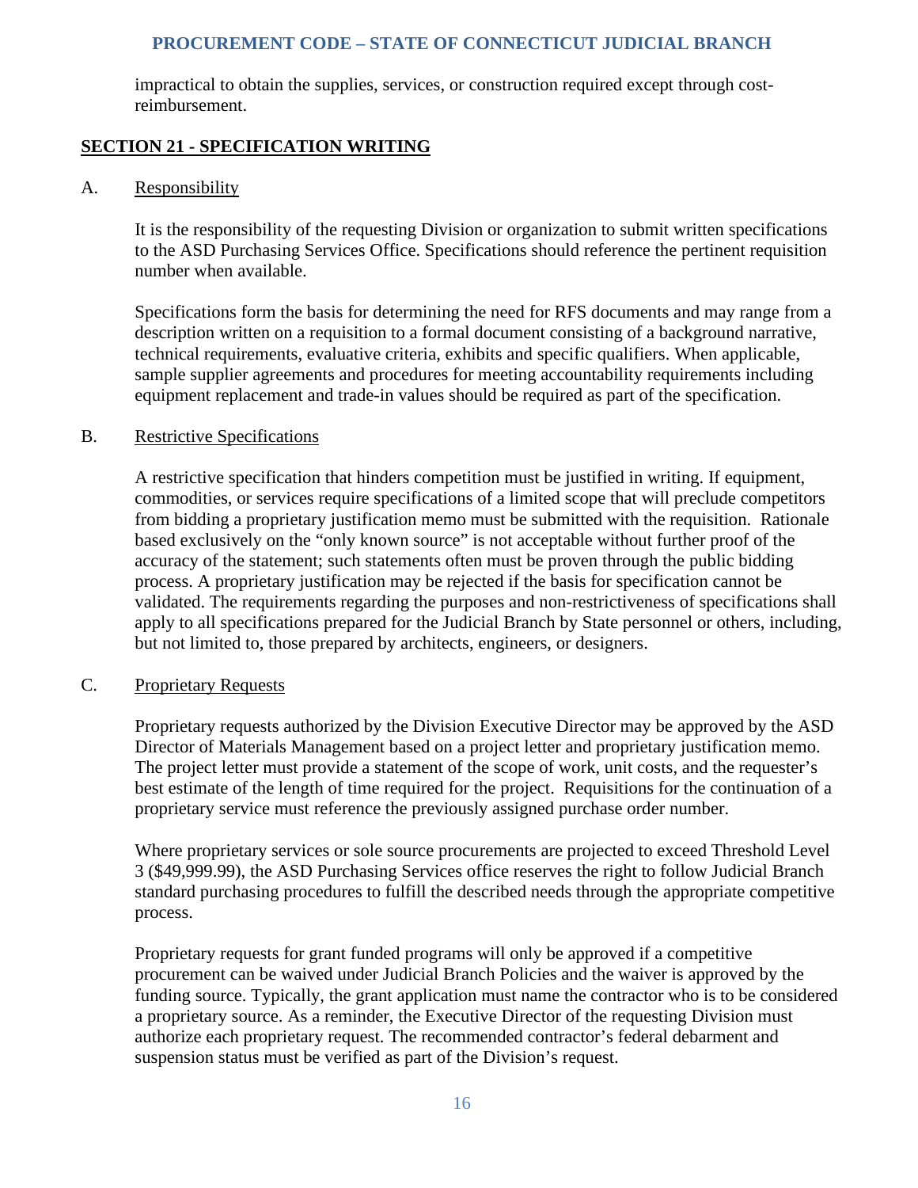impractical to obtain the supplies, services, or construction required except through cost-reimbursement.

## SECTION 21 - SPECIFICATION WRITING

### A. Responsibility

It is the responsibility of the requesting Division or organization to submit written specifications to the ASD Purchasing Services Office. Specifications should reference the pertinent requisition number when available.

Specifications form the basis for determining the need for RFS documents and may range from a description written on a requisition to a formal document consisting of a background narrative, technical requirements, evaluative criteria, exhibits and specific qualifiers. When applicable, sample supplier agreements and procedures for meeting accountability requirements including equipment replacement and trade-in values should be required as part of the specification.

### B. Restrictive Specifications

A restrictive specification that hinders competition must be justified in writing. If equipment, commodities, or services require specifications of a limited scope that will preclude competitors from bidding a proprietary justification memo must be submitted with the requisition. Rationale based exclusively on the "only known source" is not acceptable without further proof of the accuracy of the statement; such statements often must be proven through the public bidding process. A proprietary justification may be rejected if the basis for specification cannot be validated. The requirements regarding the purposes and non-restrictiveness of specifications shall apply to all specifications prepared for the Judicial Branch by State personnel or others, including, but not limited to, those prepared by architects, engineers, or designers.

### C. Proprietary Requests

Proprietary requests authorized by the Division Executive Director may be approved by the ASD Director of Materials Management based on a project letter and proprietary justification memo. The project letter must provide a statement of the scope of work, unit costs, and the requester's best estimate of the length of time required for the project. Requisitions for the continuation of a proprietary service must reference the previously assigned purchase order number.

Where proprietary services or sole source procurements are projected to exceed Threshold Level 3 ($49,999.99), the ASD Purchasing Services office reserves the right to follow Judicial Branch standard purchasing procedures to fulfill the described needs through the appropriate competitive process.

Proprietary requests for grant funded programs will only be approved if a competitive procurement can be waived under Judicial Branch Policies and the waiver is approved by the funding source. Typically, the grant application must name the contractor who is to be considered a proprietary source. As a reminder, the Executive Director of the requesting Division must authorize each proprietary request. The recommended contractor's federal debarment and suspension status must be verified as part of the Division's request.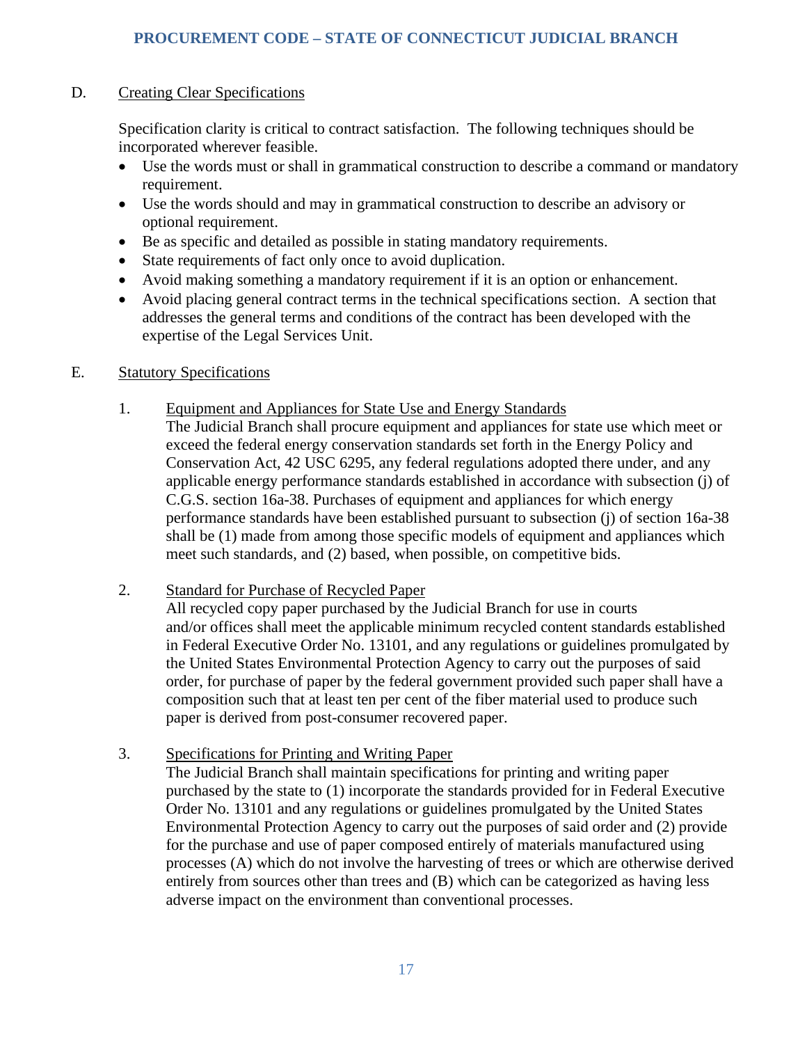D. Creating Clear Specifications

Specification clarity is critical to contract satisfaction. The following techniques should be incorporated wherever feasible.

- Use the words must or shall in grammatical construction to describe a command or mandatory requirement.
- Use the words should and may in grammatical construction to describe an advisory or optional requirement.
- Be as specific and detailed as possible in stating mandatory requirements.
- State requirements of fact only once to avoid duplication.
- Avoid making something a mandatory requirement if it is an option or enhancement.
- Avoid placing general contract terms in the technical specifications section. A section that addresses the general terms and conditions of the contract has been developed with the expertise of the Legal Services Unit.

E. Statutory Specifications

1. Equipment and Appliances for State Use and Energy Standards
   The Judicial Branch shall procure equipment and appliances for state use which meet or exceed the federal energy conservation standards set forth in the Energy Policy and Conservation Act, 42 USC 6295, any federal regulations adopted there under, and any applicable energy performance standards established in accordance with subsection (j) of C.G.S. section 16a-38. Purchases of equipment and appliances for which energy performance standards have been established pursuant to subsection (j) of section 16a-38 shall be (1) made from among those specific models of equipment and appliances which meet such standards, and (2) based, when possible, on competitive bids.

2. Standard for Purchase of Recycled Paper
   All recycled copy paper purchased by the Judicial Branch for use in courts and/or offices shall meet the applicable minimum recycled content standards established in Federal Executive Order No. 13101, and any regulations or guidelines promulgated by the United States Environmental Protection Agency to carry out the purposes of said order, for purchase of paper by the federal government provided such paper shall have a composition such that at least ten per cent of the fiber material used to produce such paper is derived from post-consumer recovered paper.

3. Specifications for Printing and Writing Paper
   The Judicial Branch shall maintain specifications for printing and writing paper purchased by the state to (1) incorporate the standards provided for in Federal Executive Order No. 13101 and any regulations or guidelines promulgated by the United States Environmental Protection Agency to carry out the purposes of said order and (2) provide for the purchase and use of paper composed entirely of materials manufactured using processes (A) which do not involve the harvesting of trees or which are otherwise derived entirely from sources other than trees and (B) which can be categorized as having less adverse impact on the environment than conventional processes.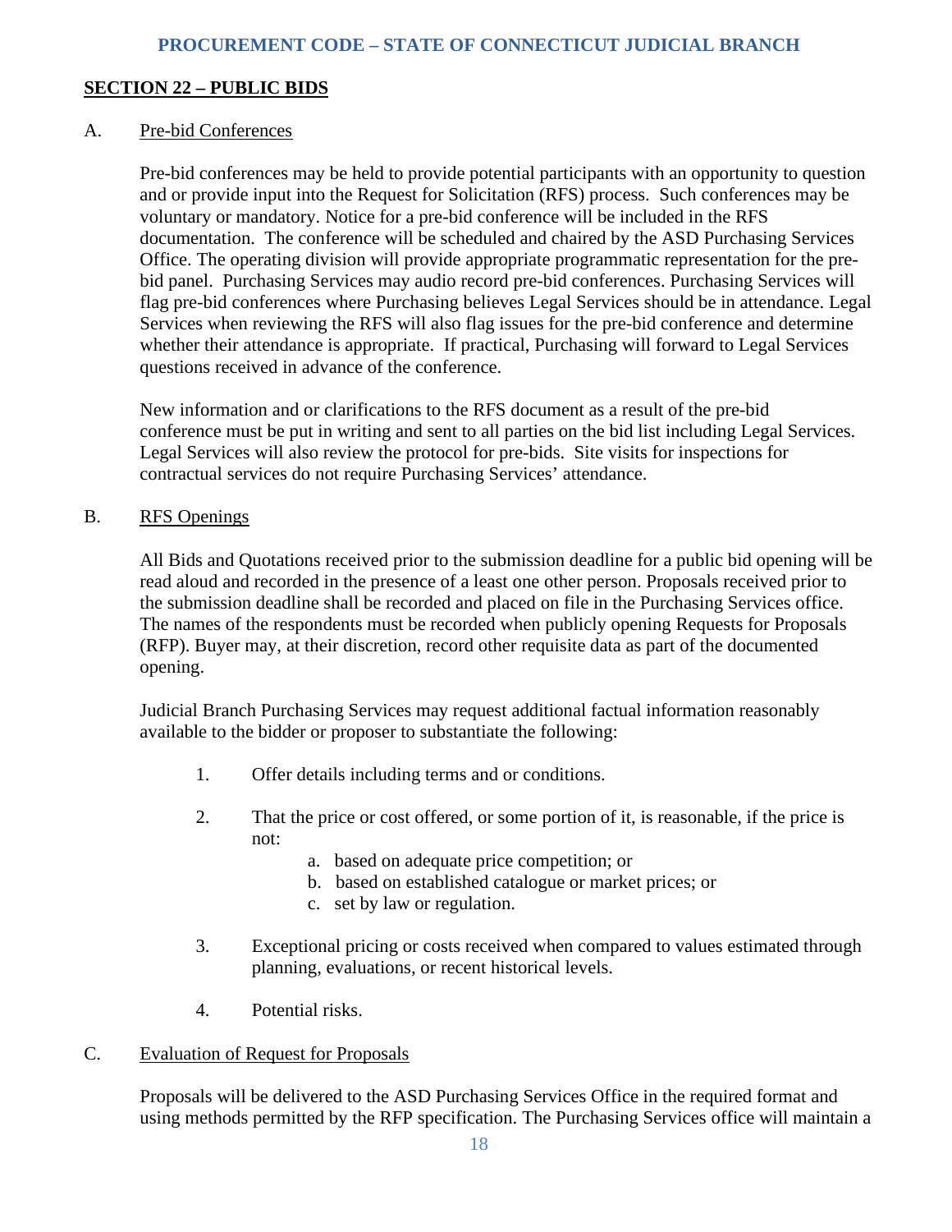## SECTION 22 – PUBLIC BIDS

A. Pre-bid Conferences

Pre-bid conferences may be held to provide potential participants with an opportunity to question and or provide input into the Request for Solicitation (RFS) process. Such conferences may be voluntary or mandatory. Notice for a pre-bid conference will be included in the RFS documentation. The conference will be scheduled and chaired by the ASD Purchasing Services Office. The operating division will provide appropriate programmatic representation for the pre-bid panel. Purchasing Services may audio record pre-bid conferences. Purchasing Services will flag pre-bid conferences where Purchasing believes Legal Services should be in attendance. Legal Services when reviewing the RFS will also flag issues for the pre-bid conference and determine whether their attendance is appropriate. If practical, Purchasing will forward to Legal Services questions received in advance of the conference.

New information and or clarifications to the RFS document as a result of the pre-bid conference must be put in writing and sent to all parties on the bid list including Legal Services. Legal Services will also review the protocol for pre-bids. Site visits for inspections for contractual services do not require Purchasing Services' attendance.

B. RFS Openings

All Bids and Quotations received prior to the submission deadline for a public bid opening will be read aloud and recorded in the presence of a least one other person. Proposals received prior to the submission deadline shall be recorded and placed on file in the Purchasing Services office. The names of the respondents must be recorded when publicly opening Requests for Proposals (RFP). Buyer may, at their discretion, record other requisite data as part of the documented opening.

Judicial Branch Purchasing Services may request additional factual information reasonably available to the bidder or proposer to substantiate the following:

1. Offer details including terms and or conditions.
2. That the price or cost offered, or some portion of it, is reasonable, if the price is not:
   a. based on adequate price competition; or
   b. based on established catalogue or market prices; or
   c. set by law or regulation.
3. Exceptional pricing or costs received when compared to values estimated through planning, evaluations, or recent historical levels.
4. Potential risks.

C. Evaluation of Request for Proposals

Proposals will be delivered to the ASD Purchasing Services Office in the required format and using methods permitted by the RFP specification. The Purchasing Services office will maintain a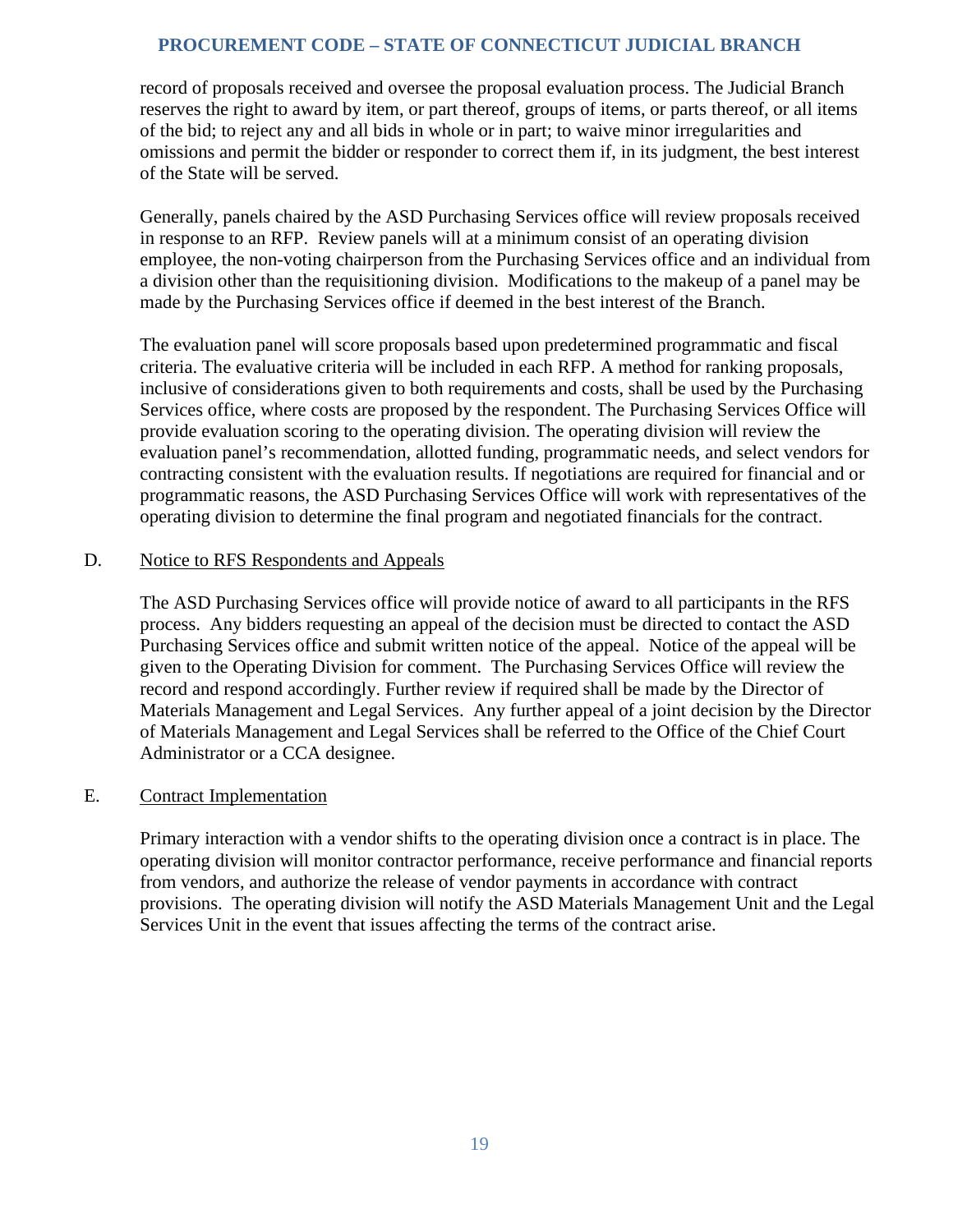record of proposals received and oversee the proposal evaluation process. The Judicial Branch reserves the right to award by item, or part thereof, groups of items, or parts thereof, or all items of the bid; to reject any and all bids in whole or in part; to waive minor irregularities and omissions and permit the bidder or responder to correct them if, in its judgment, the best interest of the State will be served.

Generally, panels chaired by the ASD Purchasing Services office will review proposals received in response to an RFP. Review panels will at a minimum consist of an operating division employee, the non-voting chairperson from the Purchasing Services office and an individual from a division other than the requisitioning division. Modifications to the makeup of a panel may be made by the Purchasing Services office if deemed in the best interest of the Branch.

The evaluation panel will score proposals based upon predetermined programmatic and fiscal criteria. The evaluative criteria will be included in each RFP. A method for ranking proposals, inclusive of considerations given to both requirements and costs, shall be used by the Purchasing Services office, where costs are proposed by the respondent. The Purchasing Services Office will provide evaluation scoring to the operating division. The operating division will review the evaluation panel's recommendation, allotted funding, programmatic needs, and select vendors for contracting consistent with the evaluation results. If negotiations are required for financial and or programmatic reasons, the ASD Purchasing Services Office will work with representatives of the operating division to determine the final program and negotiated financials for the contract.

D. Notice to RFS Respondents and Appeals

The ASD Purchasing Services office will provide notice of award to all participants in the RFS process. Any bidders requesting an appeal of the decision must be directed to contact the ASD Purchasing Services office and submit written notice of the appeal. Notice of the appeal will be given to the Operating Division for comment. The Purchasing Services Office will review the record and respond accordingly. Further review if required shall be made by the Director of Materials Management and Legal Services. Any further appeal of a joint decision by the Director of Materials Management and Legal Services shall be referred to the Office of the Chief Court Administrator or a CCA designee.

E. Contract Implementation

Primary interaction with a vendor shifts to the operating division once a contract is in place. The operating division will monitor contractor performance, receive performance and financial reports from vendors, and authorize the release of vendor payments in accordance with contract provisions. The operating division will notify the ASD Materials Management Unit and the Legal Services Unit in the event that issues affecting the terms of the contract arise.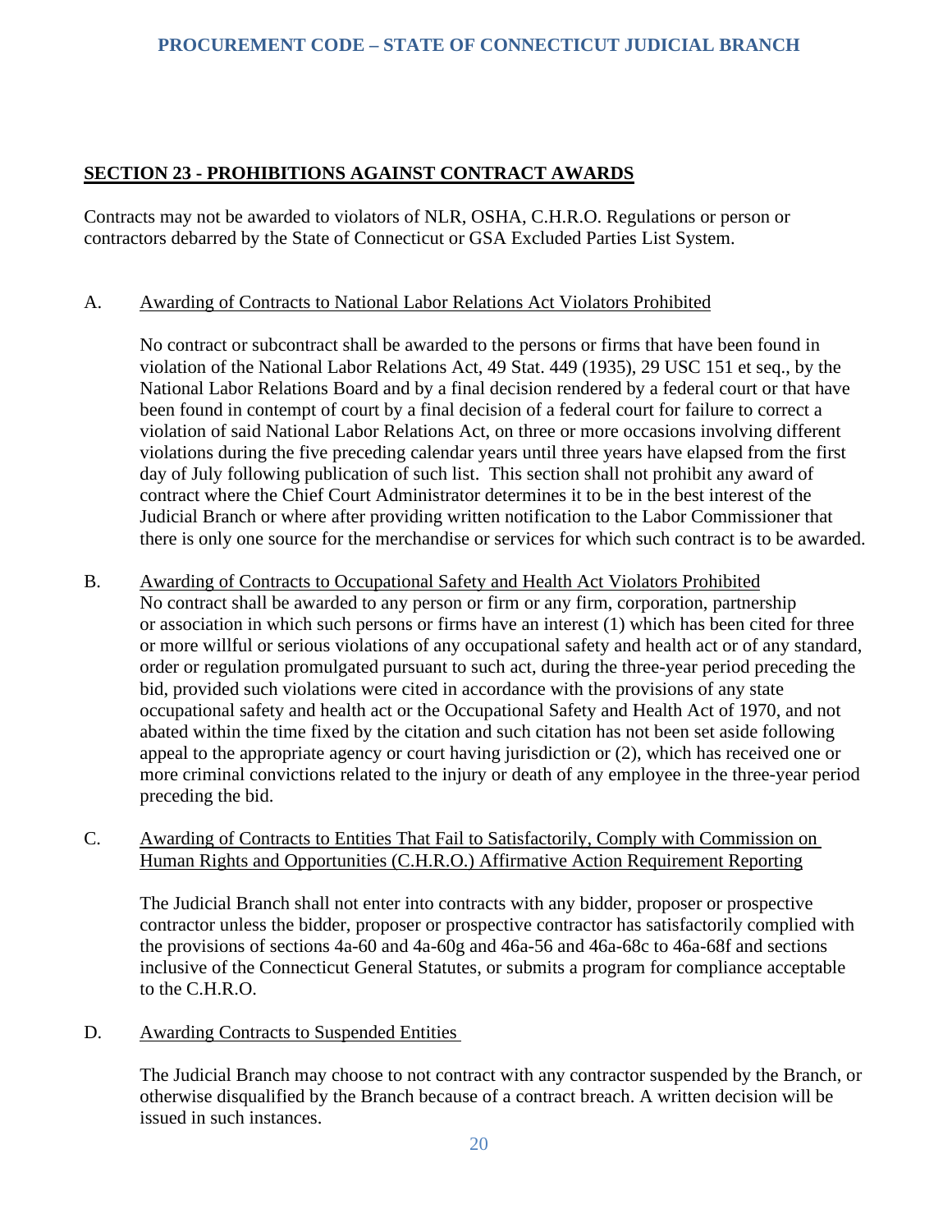## SECTION 23 - PROHIBITIONS AGAINST CONTRACT AWARDS

Contracts may not be awarded to violators of NLR, OSHA, C.H.R.O. Regulations or person or contractors debarred by the State of Connecticut or GSA Excluded Parties List System.

A. Awarding of Contracts to National Labor Relations Act Violators Prohibited

No contract or subcontract shall be awarded to the persons or firms that have been found in violation of the National Labor Relations Act, 49 Stat. 449 (1935), 29 USC 151 et seq., by the National Labor Relations Board and by a final decision rendered by a federal court or that have been found in contempt of court by a final decision of a federal court for failure to correct a violation of said National Labor Relations Act, on three or more occasions involving different violations during the five preceding calendar years until three years have elapsed from the first day of July following publication of such list. This section shall not prohibit any award of contract where the Chief Court Administrator determines it to be in the best interest of the Judicial Branch or where after providing written notification to the Labor Commissioner that there is only one source for the merchandise or services for which such contract is to be awarded.

B. Awarding of Contracts to Occupational Safety and Health Act Violators Prohibited

No contract shall be awarded to any person or firm or any firm, corporation, partnership or association in which such persons or firms have an interest (1) which has been cited for three or more willful or serious violations of any occupational safety and health act or of any standard, order or regulation promulgated pursuant to such act, during the three-year period preceding the bid, provided such violations were cited in accordance with the provisions of any state occupational safety and health act or the Occupational Safety and Health Act of 1970, and not abated within the time fixed by the citation and such citation has not been set aside following appeal to the appropriate agency or court having jurisdiction or (2), which has received one or more criminal convictions related to the injury or death of any employee in the three-year period preceding the bid.

C. Awarding of Contracts to Entities That Fail to Satisfactorily, Comply with Commission on Human Rights and Opportunities (C.H.R.O.) Affirmative Action Requirement Reporting

The Judicial Branch shall not enter into contracts with any bidder, proposer or prospective contractor unless the bidder, proposer or prospective contractor has satisfactorily complied with the provisions of sections 4a-60 and 4a-60g and 46a-56 and 46a-68c to 46a-68f and sections inclusive of the Connecticut General Statutes, or submits a program for compliance acceptable to the C.H.R.O.

D. Awarding Contracts to Suspended Entities

The Judicial Branch may choose to not contract with any contractor suspended by the Branch, or otherwise disqualified by the Branch because of a contract breach. A written decision will be issued in such instances.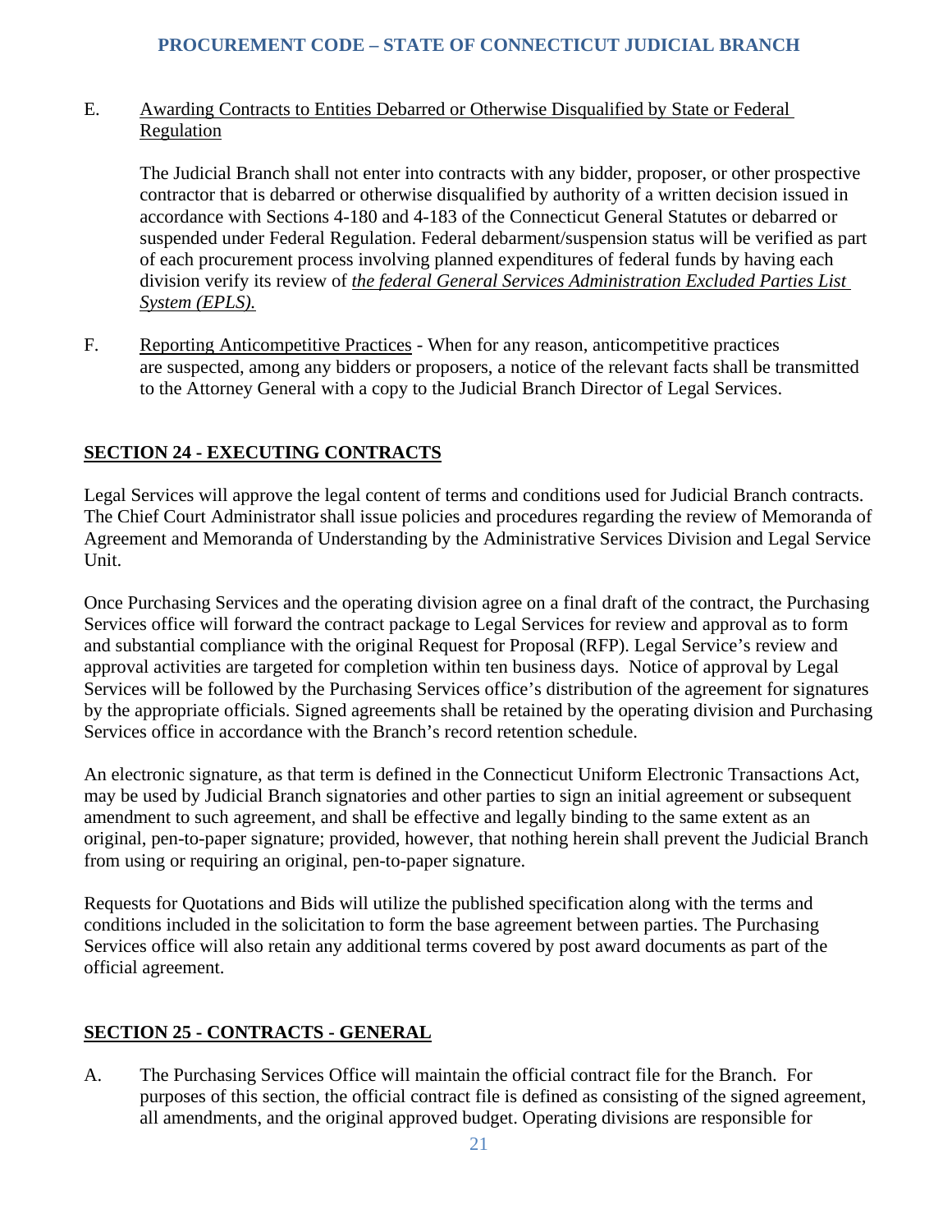E. Awarding Contracts to Entities Debarred or Otherwise Disqualified by State or Federal Regulation

The Judicial Branch shall not enter into contracts with any bidder, proposer, or other prospective contractor that is debarred or otherwise disqualified by authority of a written decision issued in accordance with Sections 4-180 and 4-183 of the Connecticut General Statutes or debarred or suspended under Federal Regulation. Federal debarment/suspension status will be verified as part of each procurement process involving planned expenditures of federal funds by having each division verify its review of *the federal General Services Administration Excluded Parties List System (EPLS).*

F. Reporting Anticompetitive Practices - When for any reason, anticompetitive practices are suspected, among any bidders or proposers, a notice of the relevant facts shall be transmitted to the Attorney General with a copy to the Judicial Branch Director of Legal Services.

## SECTION 24 - EXECUTING CONTRACTS

Legal Services will approve the legal content of terms and conditions used for Judicial Branch contracts. The Chief Court Administrator shall issue policies and procedures regarding the review of Memoranda of Agreement and Memoranda of Understanding by the Administrative Services Division and Legal Service Unit.

Once Purchasing Services and the operating division agree on a final draft of the contract, the Purchasing Services office will forward the contract package to Legal Services for review and approval as to form and substantial compliance with the original Request for Proposal (RFP). Legal Service's review and approval activities are targeted for completion within ten business days. Notice of approval by Legal Services will be followed by the Purchasing Services office's distribution of the agreement for signatures by the appropriate officials. Signed agreements shall be retained by the operating division and Purchasing Services office in accordance with the Branch's record retention schedule.

An electronic signature, as that term is defined in the Connecticut Uniform Electronic Transactions Act, may be used by Judicial Branch signatories and other parties to sign an initial agreement or subsequent amendment to such agreement, and shall be effective and legally binding to the same extent as an original, pen-to-paper signature; provided, however, that nothing herein shall prevent the Judicial Branch from using or requiring an original, pen-to-paper signature.

Requests for Quotations and Bids will utilize the published specification along with the terms and conditions included in the solicitation to form the base agreement between parties. The Purchasing Services office will also retain any additional terms covered by post award documents as part of the official agreement.

## SECTION 25 - CONTRACTS - GENERAL

A. The Purchasing Services Office will maintain the official contract file for the Branch. For purposes of this section, the official contract file is defined as consisting of the signed agreement, all amendments, and the original approved budget. Operating divisions are responsible for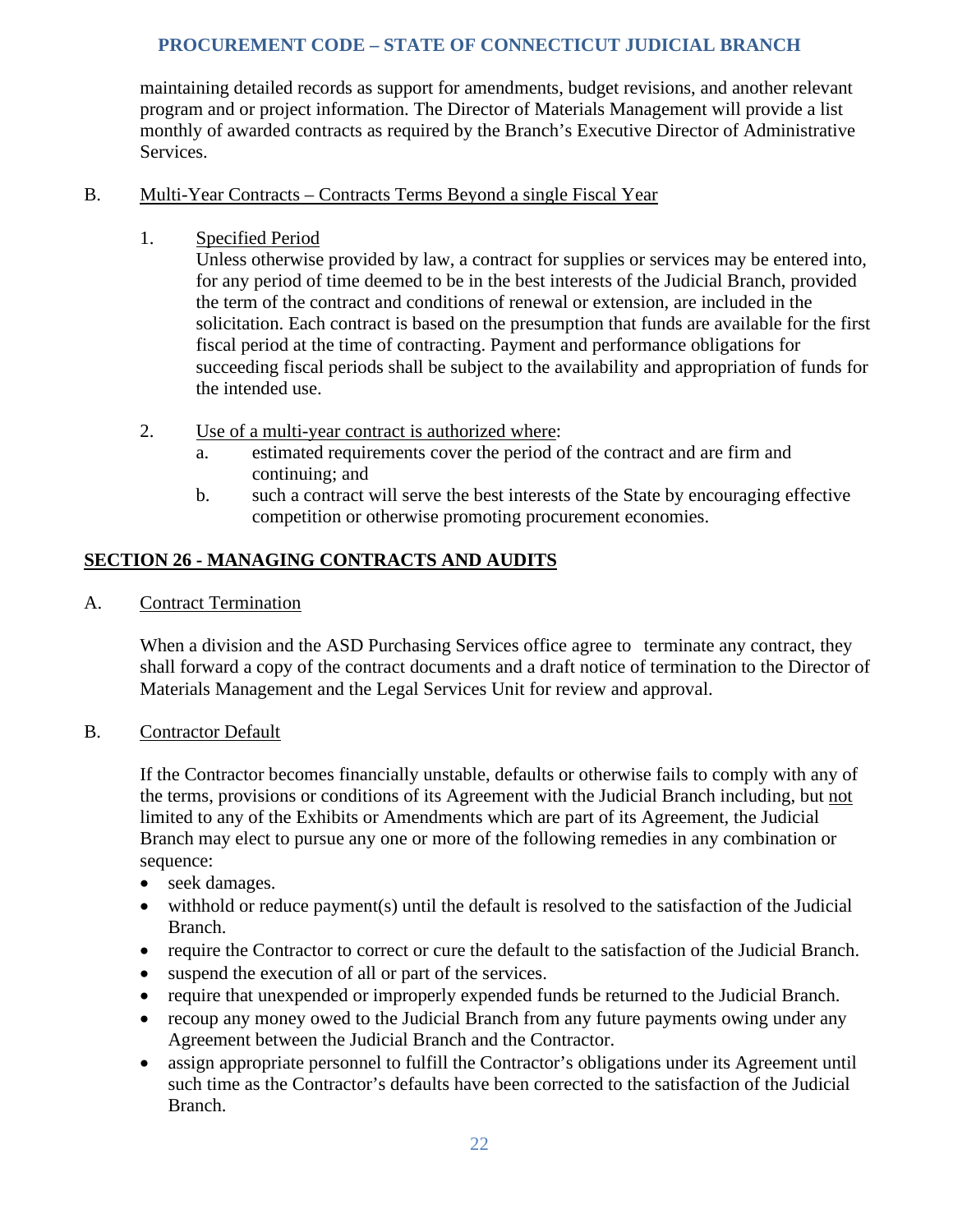maintaining detailed records as support for amendments, budget revisions, and another relevant program and or project information. The Director of Materials Management will provide a list monthly of awarded contracts as required by the Branch's Executive Director of Administrative Services.

B. Multi-Year Contracts – Contracts Terms Beyond a single Fiscal Year

1. Specified Period

   Unless otherwise provided by law, a contract for supplies or services may be entered into, for any period of time deemed to be in the best interests of the Judicial Branch, provided the term of the contract and conditions of renewal or extension, are included in the solicitation. Each contract is based on the presumption that funds are available for the first fiscal period at the time of contracting. Payment and performance obligations for succeeding fiscal periods shall be subject to the availability and appropriation of funds for the intended use.

2. Use of a multi-year contract is authorized where:
   a. estimated requirements cover the period of the contract and are firm and continuing; and
   b. such a contract will serve the best interests of the State by encouraging effective competition or otherwise promoting procurement economies.

## SECTION 26 - MANAGING CONTRACTS AND AUDITS

A. Contract Termination

When a division and the ASD Purchasing Services office agree to terminate any contract, they shall forward a copy of the contract documents and a draft notice of termination to the Director of Materials Management and the Legal Services Unit for review and approval.

B. Contractor Default

If the Contractor becomes financially unstable, defaults or otherwise fails to comply with any of the terms, provisions or conditions of its Agreement with the Judicial Branch including, but not limited to any of the Exhibits or Amendments which are part of its Agreement, the Judicial Branch may elect to pursue any one or more of the following remedies in any combination or sequence:

- seek damages.
- withhold or reduce payment(s) until the default is resolved to the satisfaction of the Judicial Branch.
- require the Contractor to correct or cure the default to the satisfaction of the Judicial Branch.
- suspend the execution of all or part of the services.
- require that unexpended or improperly expended funds be returned to the Judicial Branch.
- recoup any money owed to the Judicial Branch from any future payments owing under any Agreement between the Judicial Branch and the Contractor.
- assign appropriate personnel to fulfill the Contractor's obligations under its Agreement until such time as the Contractor's defaults have been corrected to the satisfaction of the Judicial Branch.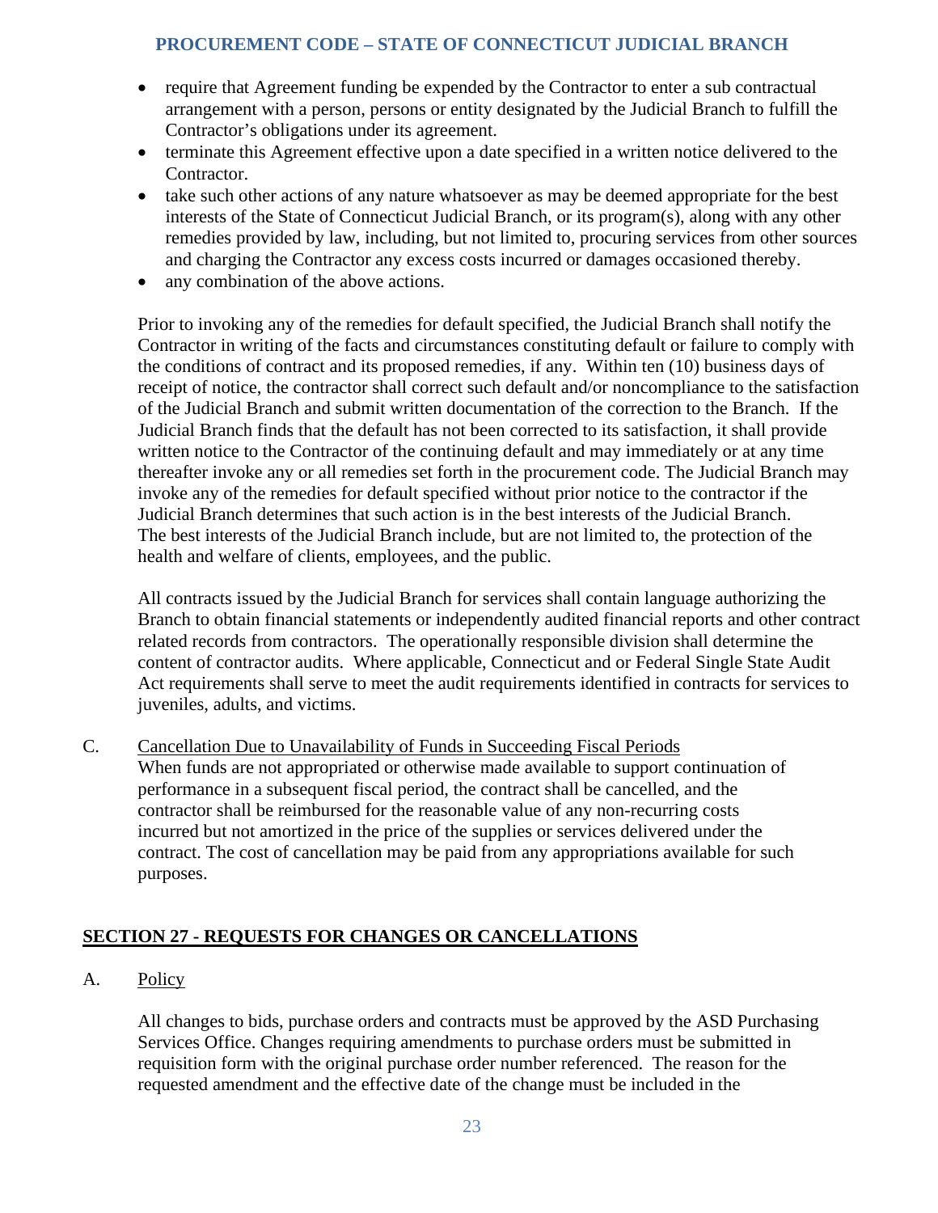- require that Agreement funding be expended by the Contractor to enter a sub contractual arrangement with a person, persons or entity designated by the Judicial Branch to fulfill the Contractor's obligations under its agreement.
- terminate this Agreement effective upon a date specified in a written notice delivered to the Contractor.
- take such other actions of any nature whatsoever as may be deemed appropriate for the best interests of the State of Connecticut Judicial Branch, or its program(s), along with any other remedies provided by law, including, but not limited to, procuring services from other sources and charging the Contractor any excess costs incurred or damages occasioned thereby.
- any combination of the above actions.

Prior to invoking any of the remedies for default specified, the Judicial Branch shall notify the Contractor in writing of the facts and circumstances constituting default or failure to comply with the conditions of contract and its proposed remedies, if any. Within ten (10) business days of receipt of notice, the contractor shall correct such default and/or noncompliance to the satisfaction of the Judicial Branch and submit written documentation of the correction to the Branch. If the Judicial Branch finds that the default has not been corrected to its satisfaction, it shall provide written notice to the Contractor of the continuing default and may immediately or at any time thereafter invoke any or all remedies set forth in the procurement code. The Judicial Branch may invoke any of the remedies for default specified without prior notice to the contractor if the Judicial Branch determines that such action is in the best interests of the Judicial Branch. The best interests of the Judicial Branch include, but are not limited to, the protection of the health and welfare of clients, employees, and the public.

All contracts issued by the Judicial Branch for services shall contain language authorizing the Branch to obtain financial statements or independently audited financial reports and other contract related records from contractors. The operationally responsible division shall determine the content of contractor audits. Where applicable, Connecticut and or Federal Single State Audit Act requirements shall serve to meet the audit requirements identified in contracts for services to juveniles, adults, and victims.

C. Cancellation Due to Unavailability of Funds in Succeeding Fiscal Periods

When funds are not appropriated or otherwise made available to support continuation of performance in a subsequent fiscal period, the contract shall be cancelled, and the contractor shall be reimbursed for the reasonable value of any non-recurring costs incurred but not amortized in the price of the supplies or services delivered under the contract. The cost of cancellation may be paid from any appropriations available for such purposes.

## SECTION 27 - REQUESTS FOR CHANGES OR CANCELLATIONS

A. Policy

All changes to bids, purchase orders and contracts must be approved by the ASD Purchasing Services Office. Changes requiring amendments to purchase orders must be submitted in requisition form with the original purchase order number referenced. The reason for the requested amendment and the effective date of the change must be included in the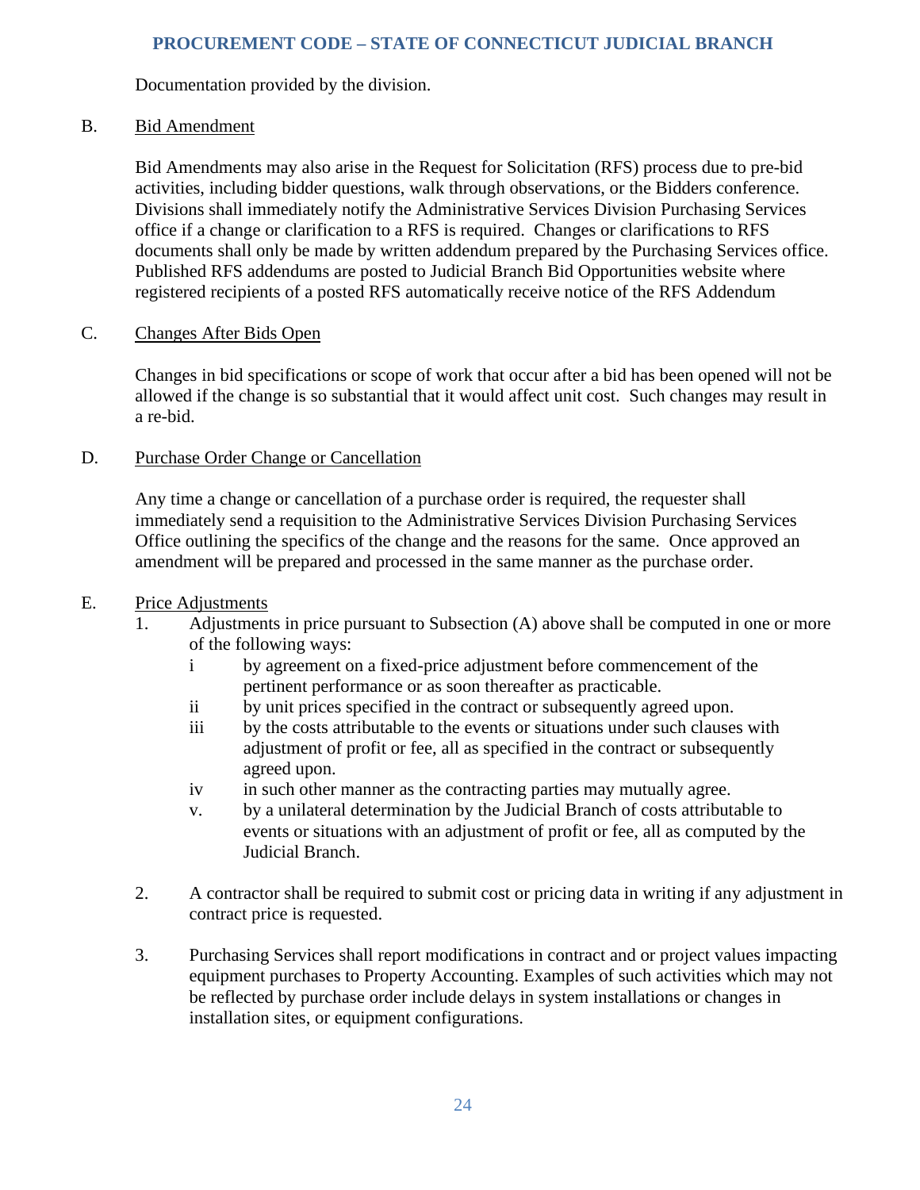Documentation provided by the division.

B. Bid Amendment

Bid Amendments may also arise in the Request for Solicitation (RFS) process due to pre-bid activities, including bidder questions, walk through observations, or the Bidders conference. Divisions shall immediately notify the Administrative Services Division Purchasing Services office if a change or clarification to a RFS is required. Changes or clarifications to RFS documents shall only be made by written addendum prepared by the Purchasing Services office. Published RFS addendums are posted to Judicial Branch Bid Opportunities website where registered recipients of a posted RFS automatically receive notice of the RFS Addendum

C. Changes After Bids Open

Changes in bid specifications or scope of work that occur after a bid has been opened will not be allowed if the change is so substantial that it would affect unit cost. Such changes may result in a re-bid.

D. Purchase Order Change or Cancellation

Any time a change or cancellation of a purchase order is required, the requester shall immediately send a requisition to the Administrative Services Division Purchasing Services Office outlining the specifics of the change and the reasons for the same. Once approved an amendment will be prepared and processed in the same manner as the purchase order.

E. Price Adjustments

1. Adjustments in price pursuant to Subsection (A) above shall be computed in one or more of the following ways:
   - i by agreement on a fixed-price adjustment before commencement of the pertinent performance or as soon thereafter as practicable.
   - ii by unit prices specified in the contract or subsequently agreed upon.
   - iii by the costs attributable to the events or situations under such clauses with adjustment of profit or fee, all as specified in the contract or subsequently agreed upon.
   - iv in such other manner as the contracting parties may mutually agree.
   - v. by a unilateral determination by the Judicial Branch of costs attributable to events or situations with an adjustment of profit or fee, all as computed by the Judicial Branch.

2. A contractor shall be required to submit cost or pricing data in writing if any adjustment in contract price is requested.

3. Purchasing Services shall report modifications in contract and or project values impacting equipment purchases to Property Accounting. Examples of such activities which may not be reflected by purchase order include delays in system installations or changes in installation sites, or equipment configurations.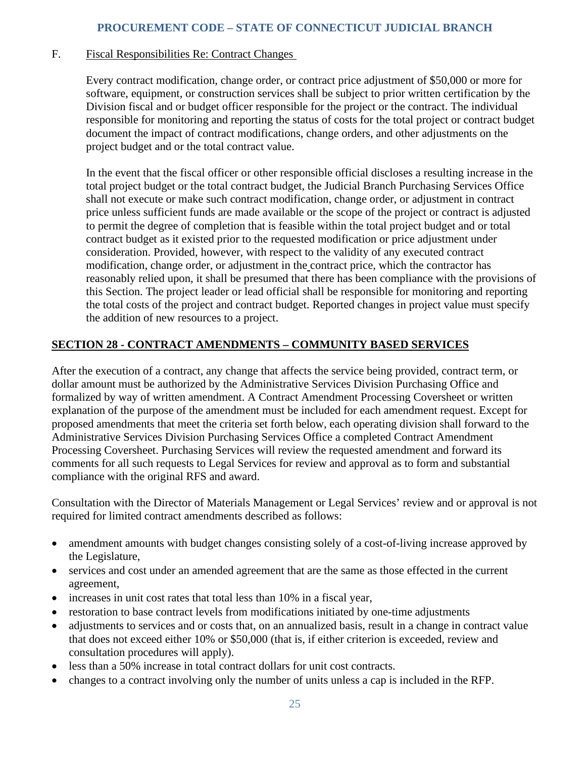F. Fiscal Responsibilities Re: Contract Changes

Every contract modification, change order, or contract price adjustment of $50,000 or more for software, equipment, or construction services shall be subject to prior written certification by the Division fiscal and or budget officer responsible for the project or the contract. The individual responsible for monitoring and reporting the status of costs for the total project or contract budget document the impact of contract modifications, change orders, and other adjustments on the project budget and or the total contract value.

In the event that the fiscal officer or other responsible official discloses a resulting increase in the total project budget or the total contract budget, the Judicial Branch Purchasing Services Office shall not execute or make such contract modification, change order, or adjustment in contract price unless sufficient funds are made available or the scope of the project or contract is adjusted to permit the degree of completion that is feasible within the total project budget and or total contract budget as it existed prior to the requested modification or price adjustment under consideration. Provided, however, with respect to the validity of any executed contract modification, change order, or adjustment in the contract price, which the contractor has reasonably relied upon, it shall be presumed that there has been compliance with the provisions of this Section. The project leader or lead official shall be responsible for monitoring and reporting the total costs of the project and contract budget. Reported changes in project value must specify the addition of new resources to a project.

## SECTION 28 - CONTRACT AMENDMENTS – COMMUNITY BASED SERVICES

After the execution of a contract, any change that affects the service being provided, contract term, or dollar amount must be authorized by the Administrative Services Division Purchasing Office and formalized by way of written amendment. A Contract Amendment Processing Coversheet or written explanation of the purpose of the amendment must be included for each amendment request. Except for proposed amendments that meet the criteria set forth below, each operating division shall forward to the Administrative Services Division Purchasing Services Office a completed Contract Amendment Processing Coversheet. Purchasing Services will review the requested amendment and forward its comments for all such requests to Legal Services for review and approval as to form and substantial compliance with the original RFS and award.

Consultation with the Director of Materials Management or Legal Services' review and or approval is not required for limited contract amendments described as follows:

- amendment amounts with budget changes consisting solely of a cost-of-living increase approved by the Legislature,
- services and cost under an amended agreement that are the same as those effected in the current agreement,
- increases in unit cost rates that total less than 10% in a fiscal year,
- restoration to base contract levels from modifications initiated by one-time adjustments
- adjustments to services and or costs that, on an annualized basis, result in a change in contract value that does not exceed either 10% or $50,000 (that is, if either criterion is exceeded, review and consultation procedures will apply).
- less than a 50% increase in total contract dollars for unit cost contracts.
- changes to a contract involving only the number of units unless a cap is included in the RFP.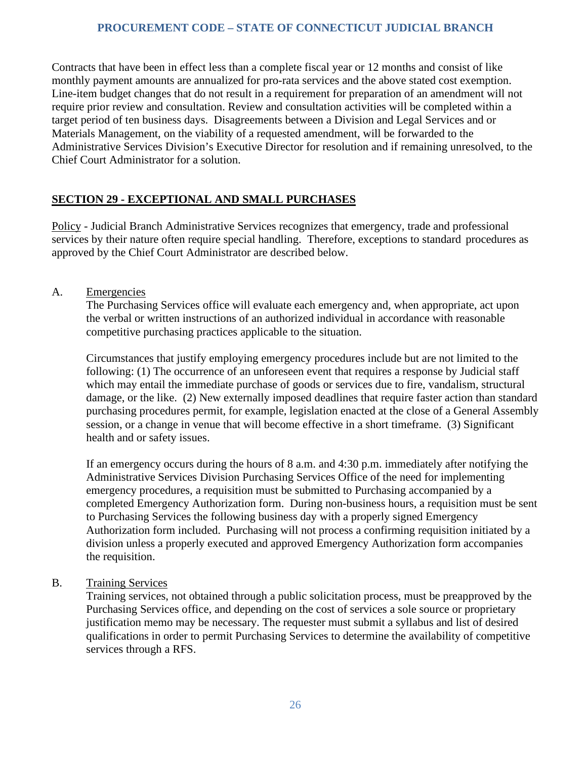Contracts that have been in effect less than a complete fiscal year or 12 months and consist of like monthly payment amounts are annualized for pro-rata services and the above stated cost exemption. Line-item budget changes that do not result in a requirement for preparation of an amendment will not require prior review and consultation. Review and consultation activities will be completed within a target period of ten business days. Disagreements between a Division and Legal Services and or Materials Management, on the viability of a requested amendment, will be forwarded to the Administrative Services Division's Executive Director for resolution and if remaining unresolved, to the Chief Court Administrator for a solution.

## SECTION 29 - EXCEPTIONAL AND SMALL PURCHASES

Policy - Judicial Branch Administrative Services recognizes that emergency, trade and professional services by their nature often require special handling. Therefore, exceptions to standard procedures as approved by the Chief Court Administrator are described below.

A. Emergencies

The Purchasing Services office will evaluate each emergency and, when appropriate, act upon the verbal or written instructions of an authorized individual in accordance with reasonable competitive purchasing practices applicable to the situation.

Circumstances that justify employing emergency procedures include but are not limited to the following: (1) The occurrence of an unforeseen event that requires a response by Judicial staff which may entail the immediate purchase of goods or services due to fire, vandalism, structural damage, or the like. (2) New externally imposed deadlines that require faster action than standard purchasing procedures permit, for example, legislation enacted at the close of a General Assembly session, or a change in venue that will become effective in a short timeframe. (3) Significant health and or safety issues.

If an emergency occurs during the hours of 8 a.m. and 4:30 p.m. immediately after notifying the Administrative Services Division Purchasing Services Office of the need for implementing emergency procedures, a requisition must be submitted to Purchasing accompanied by a completed Emergency Authorization form. During non-business hours, a requisition must be sent to Purchasing Services the following business day with a properly signed Emergency Authorization form included. Purchasing will not process a confirming requisition initiated by a division unless a properly executed and approved Emergency Authorization form accompanies the requisition.

B. Training Services

Training services, not obtained through a public solicitation process, must be preapproved by the Purchasing Services office, and depending on the cost of services a sole source or proprietary justification memo may be necessary. The requester must submit a syllabus and list of desired qualifications in order to permit Purchasing Services to determine the availability of competitive services through a RFS.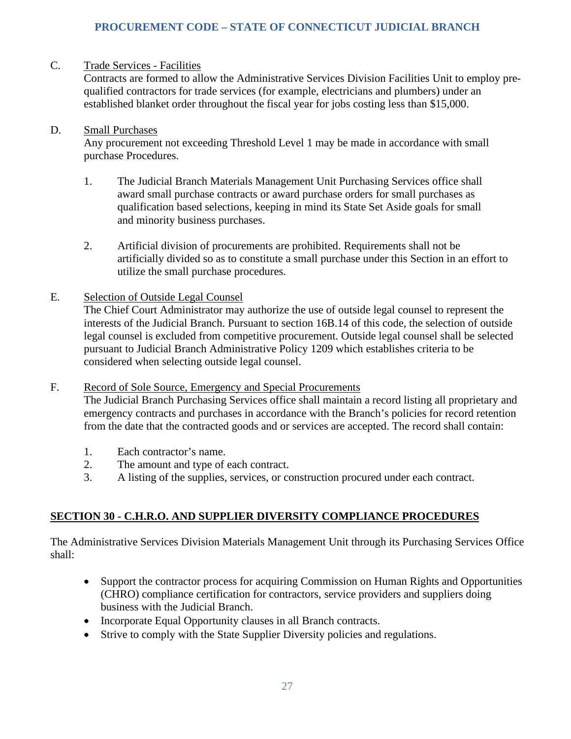C. <u>Trade Services - Facilities</u>

Contracts are formed to allow the Administrative Services Division Facilities Unit to employ pre-qualified contractors for trade services (for example, electricians and plumbers) under an established blanket order throughout the fiscal year for jobs costing less than $15,000.

D. <u>Small Purchases</u>

Any procurement not exceeding Threshold Level 1 may be made in accordance with small purchase Procedures.

1. The Judicial Branch Materials Management Unit Purchasing Services office shall award small purchase contracts or award purchase orders for small purchases as qualification based selections, keeping in mind its State Set Aside goals for small and minority business purchases.

2. Artificial division of procurements are prohibited. Requirements shall not be artificially divided so as to constitute a small purchase under this Section in an effort to utilize the small purchase procedures.

E. <u>Selection of Outside Legal Counsel</u>

The Chief Court Administrator may authorize the use of outside legal counsel to represent the interests of the Judicial Branch. Pursuant to section 16B.14 of this code, the selection of outside legal counsel is excluded from competitive procurement. Outside legal counsel shall be selected pursuant to Judicial Branch Administrative Policy 1209 which establishes criteria to be considered when selecting outside legal counsel.

F. <u>Record of Sole Source, Emergency and Special Procurements</u>

The Judicial Branch Purchasing Services office shall maintain a record listing all proprietary and emergency contracts and purchases in accordance with the Branch's policies for record retention from the date that the contracted goods and or services are accepted. The record shall contain:

1. Each contractor's name.
2. The amount and type of each contract.
3. A listing of the supplies, services, or construction procured under each contract.

## SECTION 30 - C.H.R.O. AND SUPPLIER DIVERSITY COMPLIANCE PROCEDURES

The Administrative Services Division Materials Management Unit through its Purchasing Services Office shall:

- Support the contractor process for acquiring Commission on Human Rights and Opportunities (CHRO) compliance certification for contractors, service providers and suppliers doing business with the Judicial Branch.
- Incorporate Equal Opportunity clauses in all Branch contracts.
- Strive to comply with the State Supplier Diversity policies and regulations.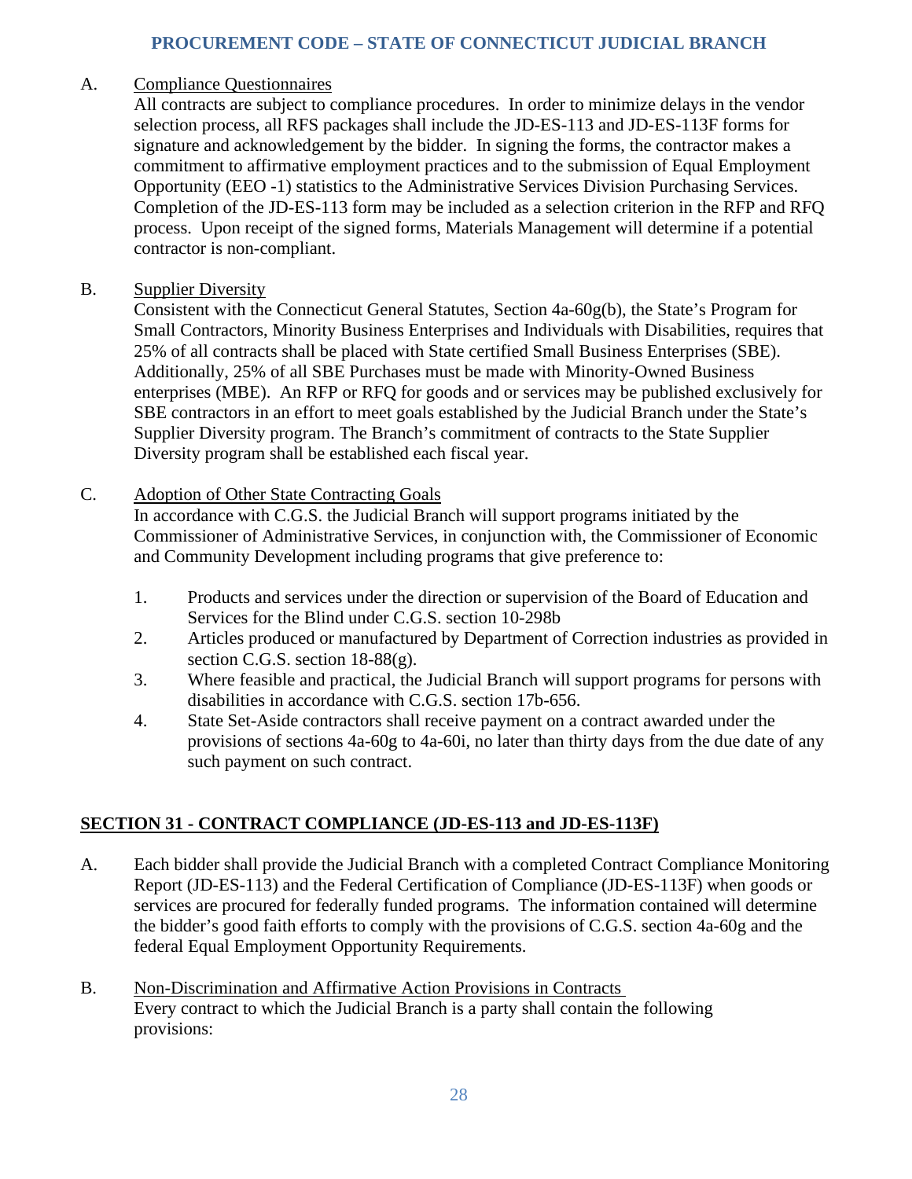A. Compliance Questionnaires

All contracts are subject to compliance procedures. In order to minimize delays in the vendor selection process, all RFS packages shall include the JD-ES-113 and JD-ES-113F forms for signature and acknowledgement by the bidder. In signing the forms, the contractor makes a commitment to affirmative employment practices and to the submission of Equal Employment Opportunity (EEO -1) statistics to the Administrative Services Division Purchasing Services. Completion of the JD-ES-113 form may be included as a selection criterion in the RFP and RFQ process. Upon receipt of the signed forms, Materials Management will determine if a potential contractor is non-compliant.

B. Supplier Diversity

Consistent with the Connecticut General Statutes, Section 4a-60g(b), the State's Program for Small Contractors, Minority Business Enterprises and Individuals with Disabilities, requires that 25% of all contracts shall be placed with State certified Small Business Enterprises (SBE). Additionally, 25% of all SBE Purchases must be made with Minority-Owned Business enterprises (MBE). An RFP or RFQ for goods and or services may be published exclusively for SBE contractors in an effort to meet goals established by the Judicial Branch under the State's Supplier Diversity program. The Branch's commitment of contracts to the State Supplier Diversity program shall be established each fiscal year.

C. Adoption of Other State Contracting Goals

In accordance with C.G.S. the Judicial Branch will support programs initiated by the Commissioner of Administrative Services, in conjunction with, the Commissioner of Economic and Community Development including programs that give preference to:

1. Products and services under the direction or supervision of the Board of Education and Services for the Blind under C.G.S. section 10-298b
2. Articles produced or manufactured by Department of Correction industries as provided in section C.G.S. section 18-88(g).
3. Where feasible and practical, the Judicial Branch will support programs for persons with disabilities in accordance with C.G.S. section 17b-656.
4. State Set-Aside contractors shall receive payment on a contract awarded under the provisions of sections 4a-60g to 4a-60i, no later than thirty days from the due date of any such payment on such contract.

## SECTION 31 - CONTRACT COMPLIANCE (JD-ES-113 and JD-ES-113F)

A. Each bidder shall provide the Judicial Branch with a completed Contract Compliance Monitoring Report (JD-ES-113) and the Federal Certification of Compliance (JD-ES-113F) when goods or services are procured for federally funded programs. The information contained will determine the bidder's good faith efforts to comply with the provisions of C.G.S. section 4a-60g and the federal Equal Employment Opportunity Requirements.

B. Non-Discrimination and Affirmative Action Provisions in Contracts

Every contract to which the Judicial Branch is a party shall contain the following provisions: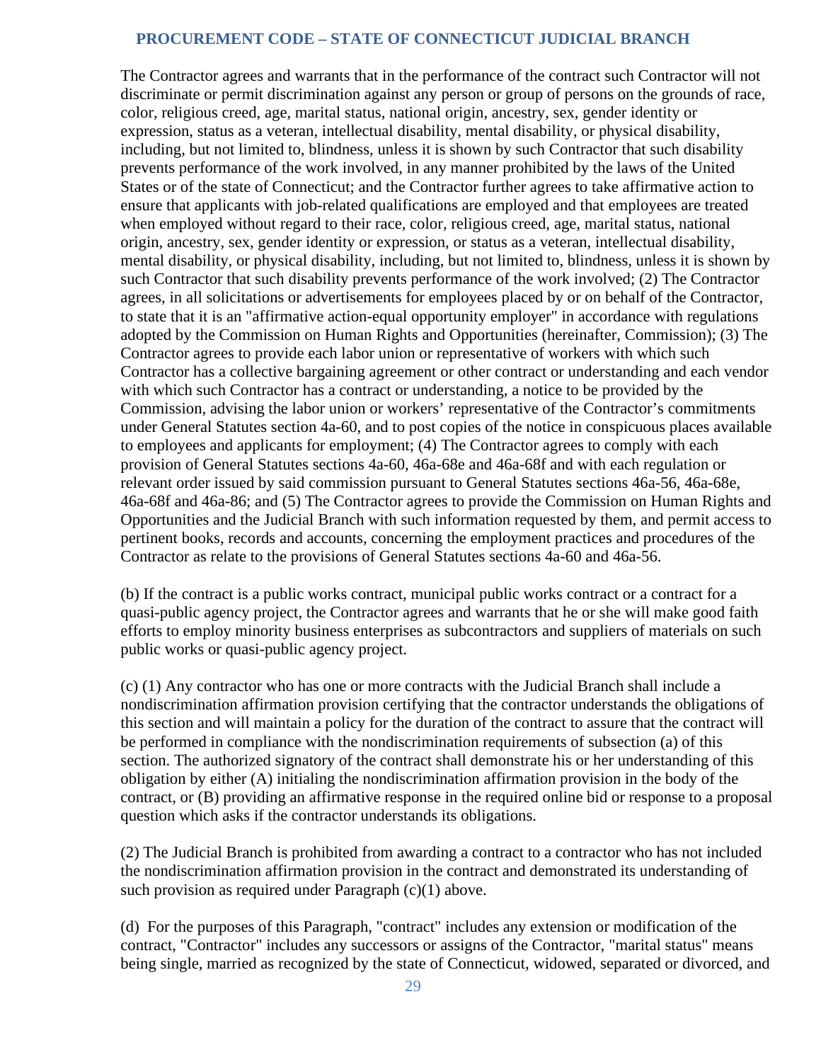The Contractor agrees and warrants that in the performance of the contract such Contractor will not discriminate or permit discrimination against any person or group of persons on the grounds of race, color, religious creed, age, marital status, national origin, ancestry, sex, gender identity or expression, status as a veteran, intellectual disability, mental disability, or physical disability, including, but not limited to, blindness, unless it is shown by such Contractor that such disability prevents performance of the work involved, in any manner prohibited by the laws of the United States or of the state of Connecticut; and the Contractor further agrees to take affirmative action to ensure that applicants with job-related qualifications are employed and that employees are treated when employed without regard to their race, color, religious creed, age, marital status, national origin, ancestry, sex, gender identity or expression, or status as a veteran, intellectual disability, mental disability, or physical disability, including, but not limited to, blindness, unless it is shown by such Contractor that such disability prevents performance of the work involved; (2) The Contractor agrees, in all solicitations or advertisements for employees placed by or on behalf of the Contractor, to state that it is an "affirmative action-equal opportunity employer" in accordance with regulations adopted by the Commission on Human Rights and Opportunities (hereinafter, Commission); (3) The Contractor agrees to provide each labor union or representative of workers with which such Contractor has a collective bargaining agreement or other contract or understanding and each vendor with which such Contractor has a contract or understanding, a notice to be provided by the Commission, advising the labor union or workers' representative of the Contractor's commitments under General Statutes section 4a-60, and to post copies of the notice in conspicuous places available to employees and applicants for employment; (4) The Contractor agrees to comply with each provision of General Statutes sections 4a-60, 46a-68e and 46a-68f and with each regulation or relevant order issued by said commission pursuant to General Statutes sections 46a-56, 46a-68e, 46a-68f and 46a-86; and (5) The Contractor agrees to provide the Commission on Human Rights and Opportunities and the Judicial Branch with such information requested by them, and permit access to pertinent books, records and accounts, concerning the employment practices and procedures of the Contractor as relate to the provisions of General Statutes sections 4a-60 and 46a-56.

(b) If the contract is a public works contract, municipal public works contract or a contract for a quasi-public agency project, the Contractor agrees and warrants that he or she will make good faith efforts to employ minority business enterprises as subcontractors and suppliers of materials on such public works or quasi-public agency project.

(c) (1) Any contractor who has one or more contracts with the Judicial Branch shall include a nondiscrimination affirmation provision certifying that the contractor understands the obligations of this section and will maintain a policy for the duration of the contract to assure that the contract will be performed in compliance with the nondiscrimination requirements of subsection (a) of this section. The authorized signatory of the contract shall demonstrate his or her understanding of this obligation by either (A) initialing the nondiscrimination affirmation provision in the body of the contract, or (B) providing an affirmative response in the required online bid or response to a proposal question which asks if the contractor understands its obligations.

(2) The Judicial Branch is prohibited from awarding a contract to a contractor who has not included the nondiscrimination affirmation provision in the contract and demonstrated its understanding of such provision as required under Paragraph (c)(1) above.

(d) For the purposes of this Paragraph, "contract" includes any extension or modification of the contract, "Contractor" includes any successors or assigns of the Contractor, "marital status" means being single, married as recognized by the state of Connecticut, widowed, separated or divorced, and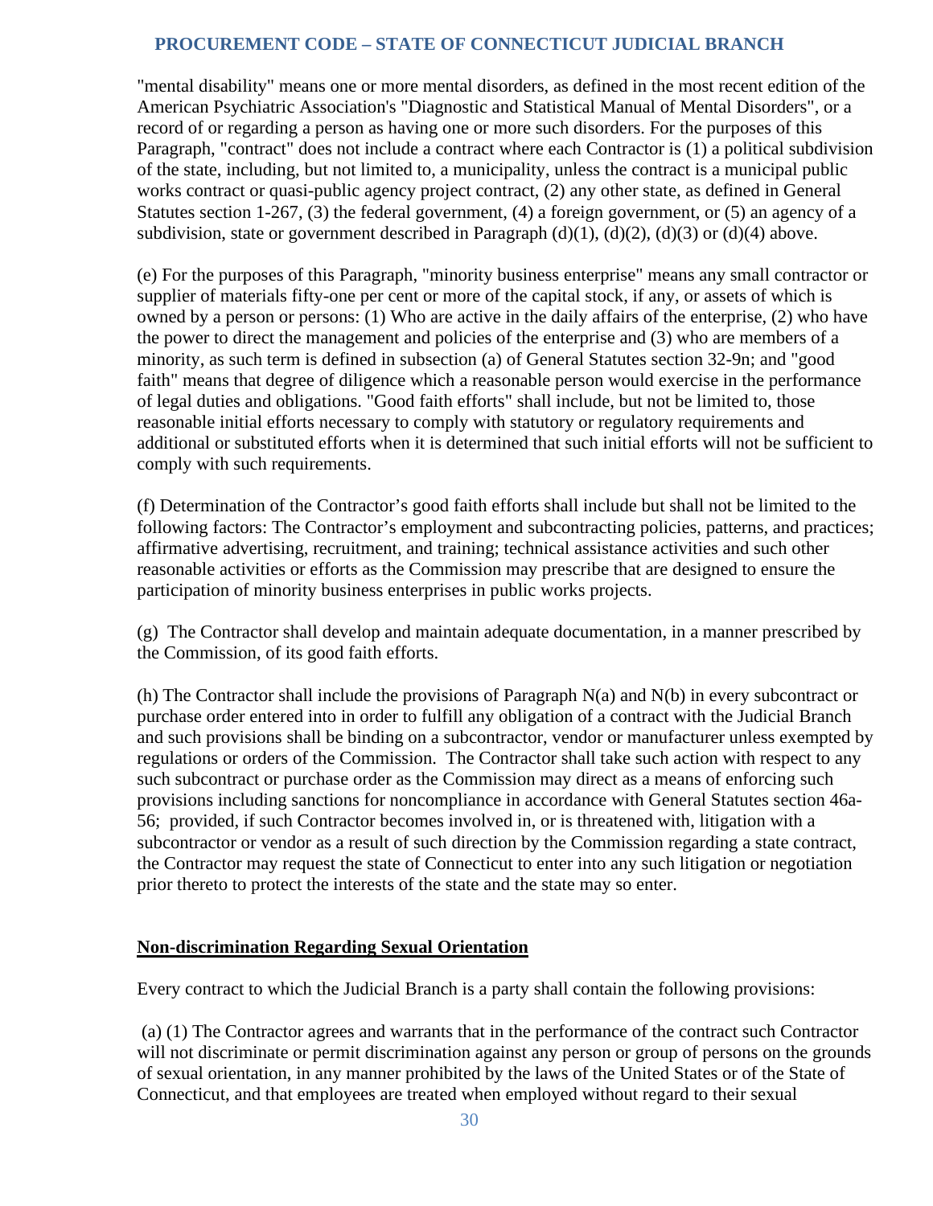"mental disability" means one or more mental disorders, as defined in the most recent edition of the American Psychiatric Association's "Diagnostic and Statistical Manual of Mental Disorders", or a record of or regarding a person as having one or more such disorders. For the purposes of this Paragraph, "contract" does not include a contract where each Contractor is (1) a political subdivision of the state, including, but not limited to, a municipality, unless the contract is a municipal public works contract or quasi-public agency project contract, (2) any other state, as defined in General Statutes section 1-267, (3) the federal government, (4) a foreign government, or (5) an agency of a subdivision, state or government described in Paragraph (d)(1), (d)(2), (d)(3) or (d)(4) above.

(e) For the purposes of this Paragraph, "minority business enterprise" means any small contractor or supplier of materials fifty-one per cent or more of the capital stock, if any, or assets of which is owned by a person or persons: (1) Who are active in the daily affairs of the enterprise, (2) who have the power to direct the management and policies of the enterprise and (3) who are members of a minority, as such term is defined in subsection (a) of General Statutes section 32-9n; and "good faith" means that degree of diligence which a reasonable person would exercise in the performance of legal duties and obligations. "Good faith efforts" shall include, but not be limited to, those reasonable initial efforts necessary to comply with statutory or regulatory requirements and additional or substituted efforts when it is determined that such initial efforts will not be sufficient to comply with such requirements.

(f) Determination of the Contractor's good faith efforts shall include but shall not be limited to the following factors: The Contractor's employment and subcontracting policies, patterns, and practices; affirmative advertising, recruitment, and training; technical assistance activities and such other reasonable activities or efforts as the Commission may prescribe that are designed to ensure the participation of minority business enterprises in public works projects.

(g) The Contractor shall develop and maintain adequate documentation, in a manner prescribed by the Commission, of its good faith efforts.

(h) The Contractor shall include the provisions of Paragraph N(a) and N(b) in every subcontract or purchase order entered into in order to fulfill any obligation of a contract with the Judicial Branch and such provisions shall be binding on a subcontractor, vendor or manufacturer unless exempted by regulations or orders of the Commission. The Contractor shall take such action with respect to any such subcontract or purchase order as the Commission may direct as a means of enforcing such provisions including sanctions for noncompliance in accordance with General Statutes section 46a-56; provided, if such Contractor becomes involved in, or is threatened with, litigation with a subcontractor or vendor as a result of such direction by the Commission regarding a state contract, the Contractor may request the state of Connecticut to enter into any such litigation or negotiation prior thereto to protect the interests of the state and the state may so enter.

**Non-discrimination Regarding Sexual Orientation**

Every contract to which the Judicial Branch is a party shall contain the following provisions:

(a) (1) The Contractor agrees and warrants that in the performance of the contract such Contractor will not discriminate or permit discrimination against any person or group of persons on the grounds of sexual orientation, in any manner prohibited by the laws of the United States or of the State of Connecticut, and that employees are treated when employed without regard to their sexual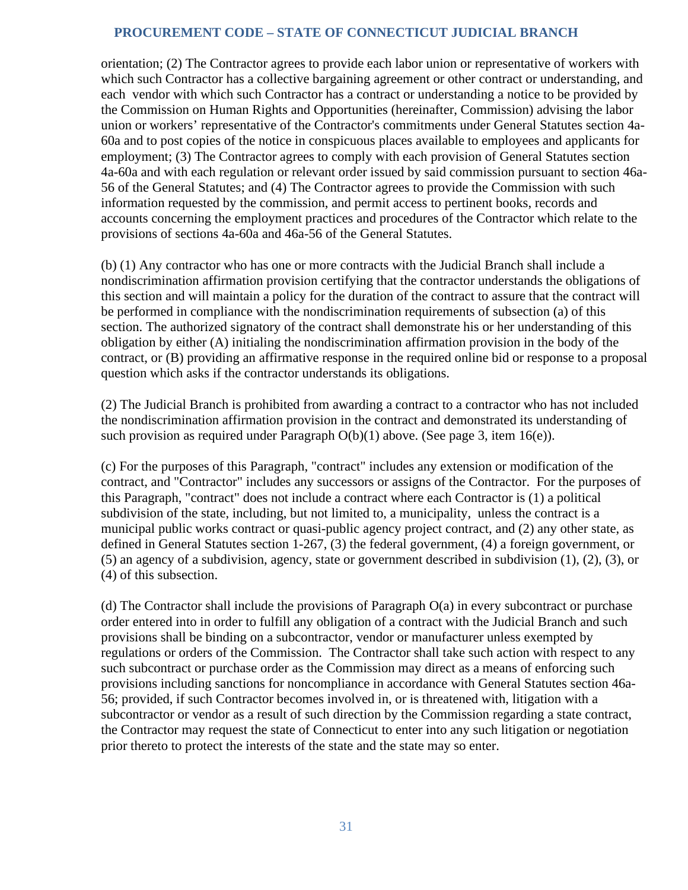orientation; (2) The Contractor agrees to provide each labor union or representative of workers with which such Contractor has a collective bargaining agreement or other contract or understanding, and each vendor with which such Contractor has a contract or understanding a notice to be provided by the Commission on Human Rights and Opportunities (hereinafter, Commission) advising the labor union or workers' representative of the Contractor's commitments under General Statutes section 4a-60a and to post copies of the notice in conspicuous places available to employees and applicants for employment; (3) The Contractor agrees to comply with each provision of General Statutes section 4a-60a and with each regulation or relevant order issued by said commission pursuant to section 46a-56 of the General Statutes; and (4) The Contractor agrees to provide the Commission with such information requested by the commission, and permit access to pertinent books, records and accounts concerning the employment practices and procedures of the Contractor which relate to the provisions of sections 4a-60a and 46a-56 of the General Statutes.

(b) (1) Any contractor who has one or more contracts with the Judicial Branch shall include a nondiscrimination affirmation provision certifying that the contractor understands the obligations of this section and will maintain a policy for the duration of the contract to assure that the contract will be performed in compliance with the nondiscrimination requirements of subsection (a) of this section. The authorized signatory of the contract shall demonstrate his or her understanding of this obligation by either (A) initialing the nondiscrimination affirmation provision in the body of the contract, or (B) providing an affirmative response in the required online bid or response to a proposal question which asks if the contractor understands its obligations.

(2) The Judicial Branch is prohibited from awarding a contract to a contractor who has not included the nondiscrimination affirmation provision in the contract and demonstrated its understanding of such provision as required under Paragraph O(b)(1) above. (See page 3, item 16(e)).

(c) For the purposes of this Paragraph, "contract" includes any extension or modification of the contract, and "Contractor" includes any successors or assigns of the Contractor. For the purposes of this Paragraph, "contract" does not include a contract where each Contractor is (1) a political subdivision of the state, including, but not limited to, a municipality, unless the contract is a municipal public works contract or quasi-public agency project contract, and (2) any other state, as defined in General Statutes section 1-267, (3) the federal government, (4) a foreign government, or (5) an agency of a subdivision, agency, state or government described in subdivision (1), (2), (3), or (4) of this subsection.

(d) The Contractor shall include the provisions of Paragraph O(a) in every subcontract or purchase order entered into in order to fulfill any obligation of a contract with the Judicial Branch and such provisions shall be binding on a subcontractor, vendor or manufacturer unless exempted by regulations or orders of the Commission. The Contractor shall take such action with respect to any such subcontract or purchase order as the Commission may direct as a means of enforcing such provisions including sanctions for noncompliance in accordance with General Statutes section 46a-56; provided, if such Contractor becomes involved in, or is threatened with, litigation with a subcontractor or vendor as a result of such direction by the Commission regarding a state contract, the Contractor may request the state of Connecticut to enter into any such litigation or negotiation prior thereto to protect the interests of the state and the state may so enter.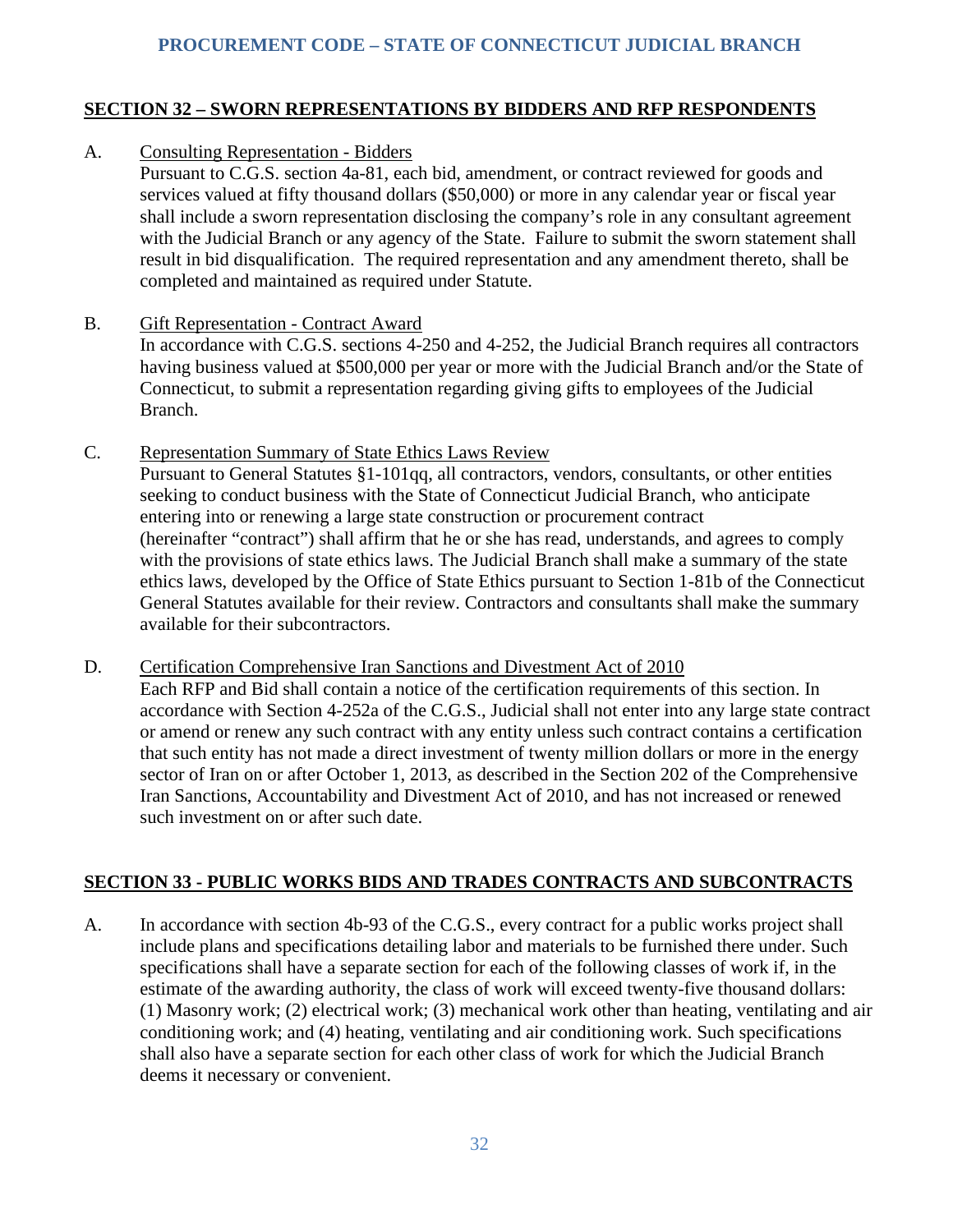## SECTION 32 – SWORN REPRESENTATIONS BY BIDDERS AND RFP RESPONDENTS

A. Consulting Representation - Bidders

Pursuant to C.G.S. section 4a-81, each bid, amendment, or contract reviewed for goods and services valued at fifty thousand dollars ($50,000) or more in any calendar year or fiscal year shall include a sworn representation disclosing the company's role in any consultant agreement with the Judicial Branch or any agency of the State. Failure to submit the sworn statement shall result in bid disqualification. The required representation and any amendment thereto, shall be completed and maintained as required under Statute.

B. Gift Representation - Contract Award

In accordance with C.G.S. sections 4-250 and 4-252, the Judicial Branch requires all contractors having business valued at $500,000 per year or more with the Judicial Branch and/or the State of Connecticut, to submit a representation regarding giving gifts to employees of the Judicial Branch.

C. Representation Summary of State Ethics Laws Review

Pursuant to General Statutes §1-101qq, all contractors, vendors, consultants, or other entities seeking to conduct business with the State of Connecticut Judicial Branch, who anticipate entering into or renewing a large state construction or procurement contract (hereinafter "contract") shall affirm that he or she has read, understands, and agrees to comply with the provisions of state ethics laws. The Judicial Branch shall make a summary of the state ethics laws, developed by the Office of State Ethics pursuant to Section 1-81b of the Connecticut General Statutes available for their review. Contractors and consultants shall make the summary available for their subcontractors.

D. Certification Comprehensive Iran Sanctions and Divestment Act of 2010

Each RFP and Bid shall contain a notice of the certification requirements of this section. In accordance with Section 4-252a of the C.G.S., Judicial shall not enter into any large state contract or amend or renew any such contract with any entity unless such contract contains a certification that such entity has not made a direct investment of twenty million dollars or more in the energy sector of Iran on or after October 1, 2013, as described in the Section 202 of the Comprehensive Iran Sanctions, Accountability and Divestment Act of 2010, and has not increased or renewed such investment on or after such date.

## SECTION 33 - PUBLIC WORKS BIDS AND TRADES CONTRACTS AND SUBCONTRACTS

A. In accordance with section 4b-93 of the C.G.S., every contract for a public works project shall include plans and specifications detailing labor and materials to be furnished there under. Such specifications shall have a separate section for each of the following classes of work if, in the estimate of the awarding authority, the class of work will exceed twenty-five thousand dollars: (1) Masonry work; (2) electrical work; (3) mechanical work other than heating, ventilating and air conditioning work; and (4) heating, ventilating and air conditioning work. Such specifications shall also have a separate section for each other class of work for which the Judicial Branch deems it necessary or convenient.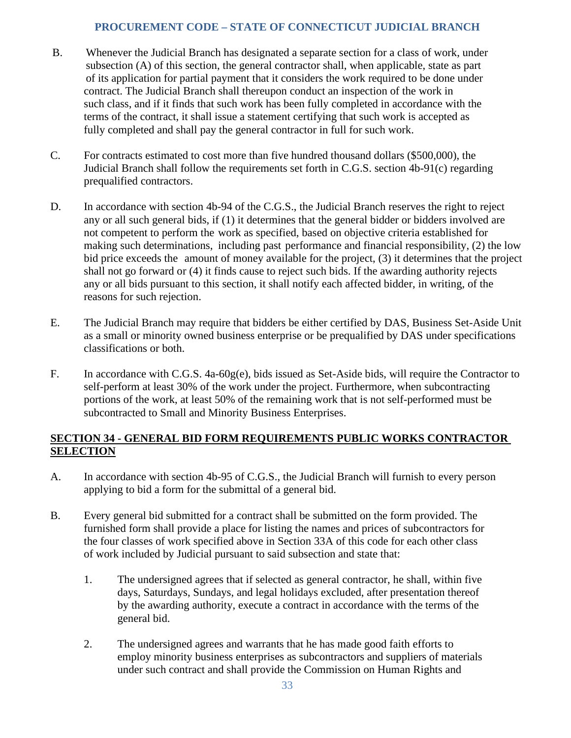B. Whenever the Judicial Branch has designated a separate section for a class of work, under subsection (A) of this section, the general contractor shall, when applicable, state as part of its application for partial payment that it considers the work required to be done under contract. The Judicial Branch shall thereupon conduct an inspection of the work in such class, and if it finds that such work has been fully completed in accordance with the terms of the contract, it shall issue a statement certifying that such work is accepted as fully completed and shall pay the general contractor in full for such work.

C. For contracts estimated to cost more than five hundred thousand dollars ($500,000), the Judicial Branch shall follow the requirements set forth in C.G.S. section 4b-91(c) regarding prequalified contractors.

D. In accordance with section 4b-94 of the C.G.S., the Judicial Branch reserves the right to reject any or all such general bids, if (1) it determines that the general bidder or bidders involved are not competent to perform the work as specified, based on objective criteria established for making such determinations, including past performance and financial responsibility, (2) the low bid price exceeds the amount of money available for the project, (3) it determines that the project shall not go forward or (4) it finds cause to reject such bids. If the awarding authority rejects any or all bids pursuant to this section, it shall notify each affected bidder, in writing, of the reasons for such rejection.

E. The Judicial Branch may require that bidders be either certified by DAS, Business Set-Aside Unit as a small or minority owned business enterprise or be prequalified by DAS under specifications classifications or both.

F. In accordance with C.G.S. 4a-60g(e), bids issued as Set-Aside bids, will require the Contractor to self-perform at least 30% of the work under the project. Furthermore, when subcontracting portions of the work, at least 50% of the remaining work that is not self-performed must be subcontracted to Small and Minority Business Enterprises.

## SECTION 34 - GENERAL BID FORM REQUIREMENTS PUBLIC WORKS CONTRACTOR SELECTION

A. In accordance with section 4b-95 of C.G.S., the Judicial Branch will furnish to every person applying to bid a form for the submittal of a general bid.

B. Every general bid submitted for a contract shall be submitted on the form provided. The furnished form shall provide a place for listing the names and prices of subcontractors for the four classes of work specified above in Section 33A of this code for each other class of work included by Judicial pursuant to said subsection and state that:

   1. The undersigned agrees that if selected as general contractor, he shall, within five days, Saturdays, Sundays, and legal holidays excluded, after presentation thereof by the awarding authority, execute a contract in accordance with the terms of the general bid.

   2. The undersigned agrees and warrants that he has made good faith efforts to employ minority business enterprises as subcontractors and suppliers of materials under such contract and shall provide the Commission on Human Rights and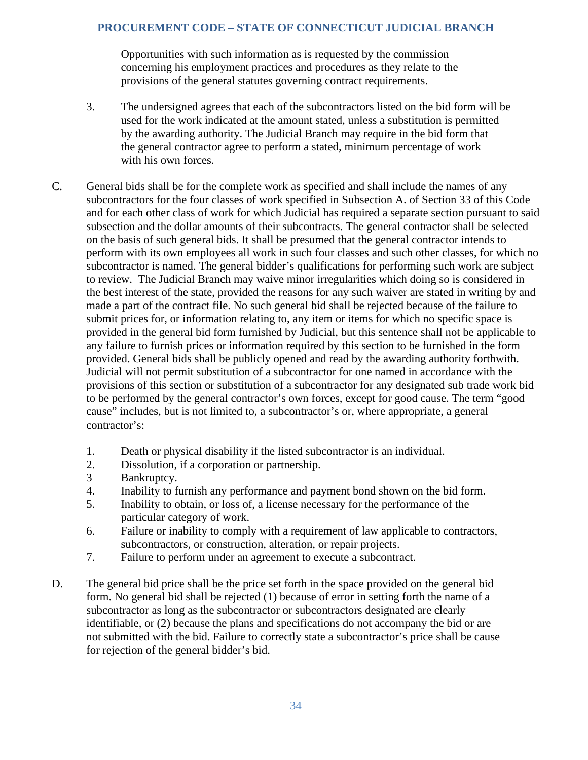Opportunities with such information as is requested by the commission concerning his employment practices and procedures as they relate to the provisions of the general statutes governing contract requirements.

3. The undersigned agrees that each of the subcontractors listed on the bid form will be used for the work indicated at the amount stated, unless a substitution is permitted by the awarding authority. The Judicial Branch may require in the bid form that the general contractor agree to perform a stated, minimum percentage of work with his own forces.

C. General bids shall be for the complete work as specified and shall include the names of any subcontractors for the four classes of work specified in Subsection A. of Section 33 of this Code and for each other class of work for which Judicial has required a separate section pursuant to said subsection and the dollar amounts of their subcontracts. The general contractor shall be selected on the basis of such general bids. It shall be presumed that the general contractor intends to perform with its own employees all work in such four classes and such other classes, for which no subcontractor is named. The general bidder's qualifications for performing such work are subject to review. The Judicial Branch may waive minor irregularities which doing so is considered in the best interest of the state, provided the reasons for any such waiver are stated in writing by and made a part of the contract file. No such general bid shall be rejected because of the failure to submit prices for, or information relating to, any item or items for which no specific space is provided in the general bid form furnished by Judicial, but this sentence shall not be applicable to any failure to furnish prices or information required by this section to be furnished in the form provided. General bids shall be publicly opened and read by the awarding authority forthwith. Judicial will not permit substitution of a subcontractor for one named in accordance with the provisions of this section or substitution of a subcontractor for any designated sub trade work bid to be performed by the general contractor's own forces, except for good cause. The term "good cause" includes, but is not limited to, a subcontractor's or, where appropriate, a general contractor's:

1. Death or physical disability if the listed subcontractor is an individual.
2. Dissolution, if a corporation or partnership.
3 Bankruptcy.
4. Inability to furnish any performance and payment bond shown on the bid form.
5. Inability to obtain, or loss of, a license necessary for the performance of the particular category of work.
6. Failure or inability to comply with a requirement of law applicable to contractors, subcontractors, or construction, alteration, or repair projects.
7. Failure to perform under an agreement to execute a subcontract.

D. The general bid price shall be the price set forth in the space provided on the general bid form. No general bid shall be rejected (1) because of error in setting forth the name of a subcontractor as long as the subcontractor or subcontractors designated are clearly identifiable, or (2) because the plans and specifications do not accompany the bid or are not submitted with the bid. Failure to correctly state a subcontractor's price shall be cause for rejection of the general bidder's bid.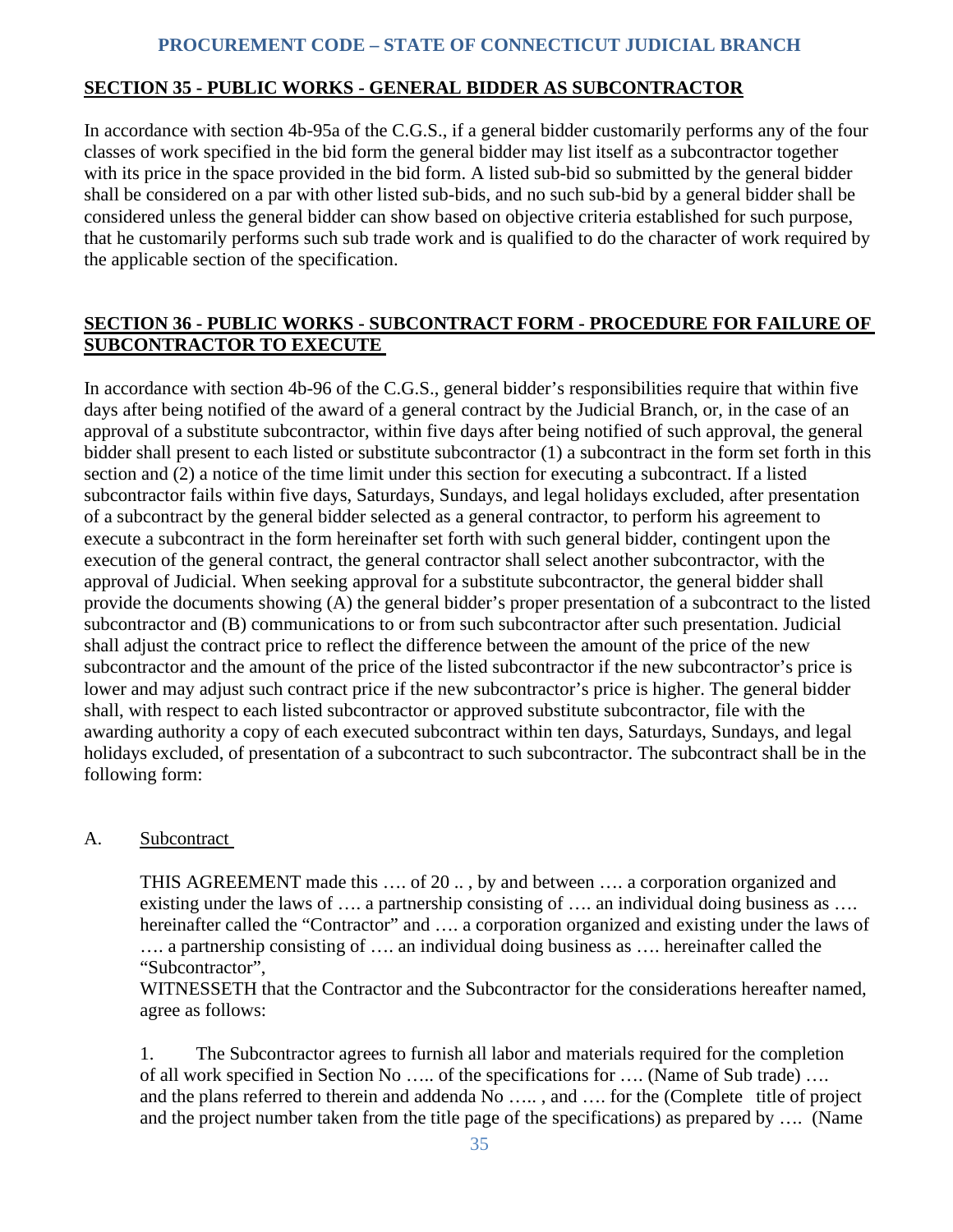## SECTION 35 - PUBLIC WORKS - GENERAL BIDDER AS SUBCONTRACTOR

In accordance with section 4b-95a of the C.G.S., if a general bidder customarily performs any of the four classes of work specified in the bid form the general bidder may list itself as a subcontractor together with its price in the space provided in the bid form. A listed sub-bid so submitted by the general bidder shall be considered on a par with other listed sub-bids, and no such sub-bid by a general bidder shall be considered unless the general bidder can show based on objective criteria established for such purpose, that he customarily performs such sub trade work and is qualified to do the character of work required by the applicable section of the specification.

## SECTION 36 - PUBLIC WORKS - SUBCONTRACT FORM - PROCEDURE FOR FAILURE OF SUBCONTRACTOR TO EXECUTE

In accordance with section 4b-96 of the C.G.S., general bidder's responsibilities require that within five days after being notified of the award of a general contract by the Judicial Branch, or, in the case of an approval of a substitute subcontractor, within five days after being notified of such approval, the general bidder shall present to each listed or substitute subcontractor (1) a subcontract in the form set forth in this section and (2) a notice of the time limit under this section for executing a subcontract. If a listed subcontractor fails within five days, Saturdays, Sundays, and legal holidays excluded, after presentation of a subcontract by the general bidder selected as a general contractor, to perform his agreement to execute a subcontract in the form hereinafter set forth with such general bidder, contingent upon the execution of the general contract, the general contractor shall select another subcontractor, with the approval of Judicial. When seeking approval for a substitute subcontractor, the general bidder shall provide the documents showing (A) the general bidder's proper presentation of a subcontract to the listed subcontractor and (B) communications to or from such subcontractor after such presentation. Judicial shall adjust the contract price to reflect the difference between the amount of the price of the new subcontractor and the amount of the price of the listed subcontractor if the new subcontractor's price is lower and may adjust such contract price if the new subcontractor's price is higher. The general bidder shall, with respect to each listed subcontractor or approved substitute subcontractor, file with the awarding authority a copy of each executed subcontract within ten days, Saturdays, Sundays, and legal holidays excluded, of presentation of a subcontract to such subcontractor. The subcontract shall be in the following form:

A. Subcontract

THIS AGREEMENT made this …. of 20 .. , by and between …. a corporation organized and existing under the laws of …. a partnership consisting of …. an individual doing business as …. hereinafter called the "Contractor" and …. a corporation organized and existing under the laws of …. a partnership consisting of …. an individual doing business as …. hereinafter called the "Subcontractor",
WITNESSETH that the Contractor and the Subcontractor for the considerations hereafter named, agree as follows:

1. The Subcontractor agrees to furnish all labor and materials required for the completion of all work specified in Section No ….. of the specifications for …. (Name of Sub trade) …. and the plans referred to therein and addenda No ….. , and …. for the (Complete title of project and the project number taken from the title page of the specifications) as prepared by …. (Name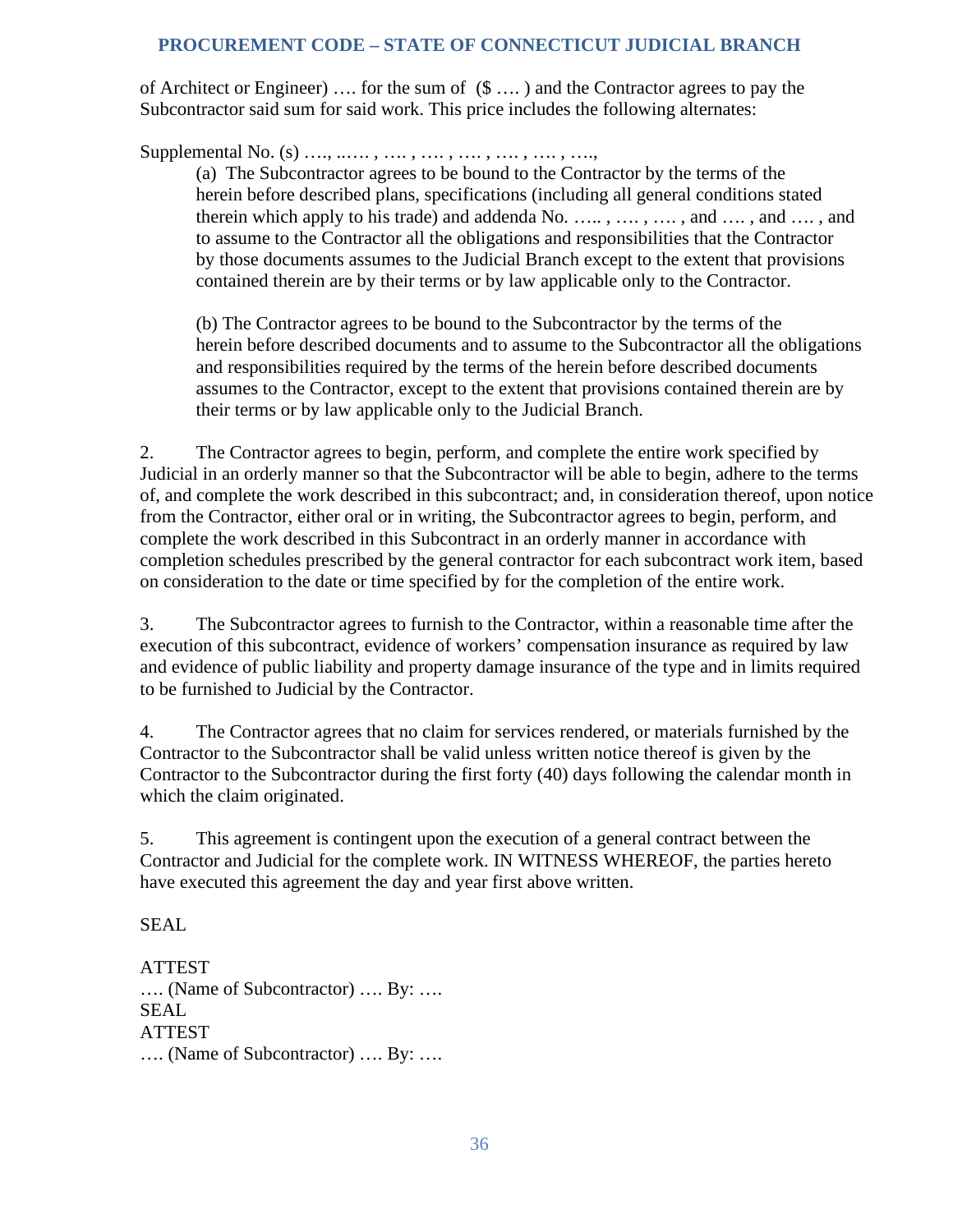of Architect or Engineer) …. for the sum of (\$ …. ) and the Contractor agrees to pay the Subcontractor said sum for said work. This price includes the following alternates:

Supplemental No. (s) …., ..…. , …. , …. , …. , …. , …. , ….,

(a) The Subcontractor agrees to be bound to the Contractor by the terms of the herein before described plans, specifications (including all general conditions stated therein which apply to his trade) and addenda No. ….. , …. , …. , and …. , and …. , and to assume to the Contractor all the obligations and responsibilities that the Contractor by those documents assumes to the Judicial Branch except to the extent that provisions contained therein are by their terms or by law applicable only to the Contractor.

(b) The Contractor agrees to be bound to the Subcontractor by the terms of the herein before described documents and to assume to the Subcontractor all the obligations and responsibilities required by the terms of the herein before described documents assumes to the Contractor, except to the extent that provisions contained therein are by their terms or by law applicable only to the Judicial Branch.

2. The Contractor agrees to begin, perform, and complete the entire work specified by Judicial in an orderly manner so that the Subcontractor will be able to begin, adhere to the terms of, and complete the work described in this subcontract; and, in consideration thereof, upon notice from the Contractor, either oral or in writing, the Subcontractor agrees to begin, perform, and complete the work described in this Subcontract in an orderly manner in accordance with completion schedules prescribed by the general contractor for each subcontract work item, based on consideration to the date or time specified by for the completion of the entire work.

3. The Subcontractor agrees to furnish to the Contractor, within a reasonable time after the execution of this subcontract, evidence of workers' compensation insurance as required by law and evidence of public liability and property damage insurance of the type and in limits required to be furnished to Judicial by the Contractor.

4. The Contractor agrees that no claim for services rendered, or materials furnished by the Contractor to the Subcontractor shall be valid unless written notice thereof is given by the Contractor to the Subcontractor during the first forty (40) days following the calendar month in which the claim originated.

5. This agreement is contingent upon the execution of a general contract between the Contractor and Judicial for the complete work. IN WITNESS WHEREOF, the parties hereto have executed this agreement the day and year first above written.

SEAL

ATTEST
…. (Name of Subcontractor) …. By: ….
SEAL
ATTEST
…. (Name of Subcontractor) …. By: ….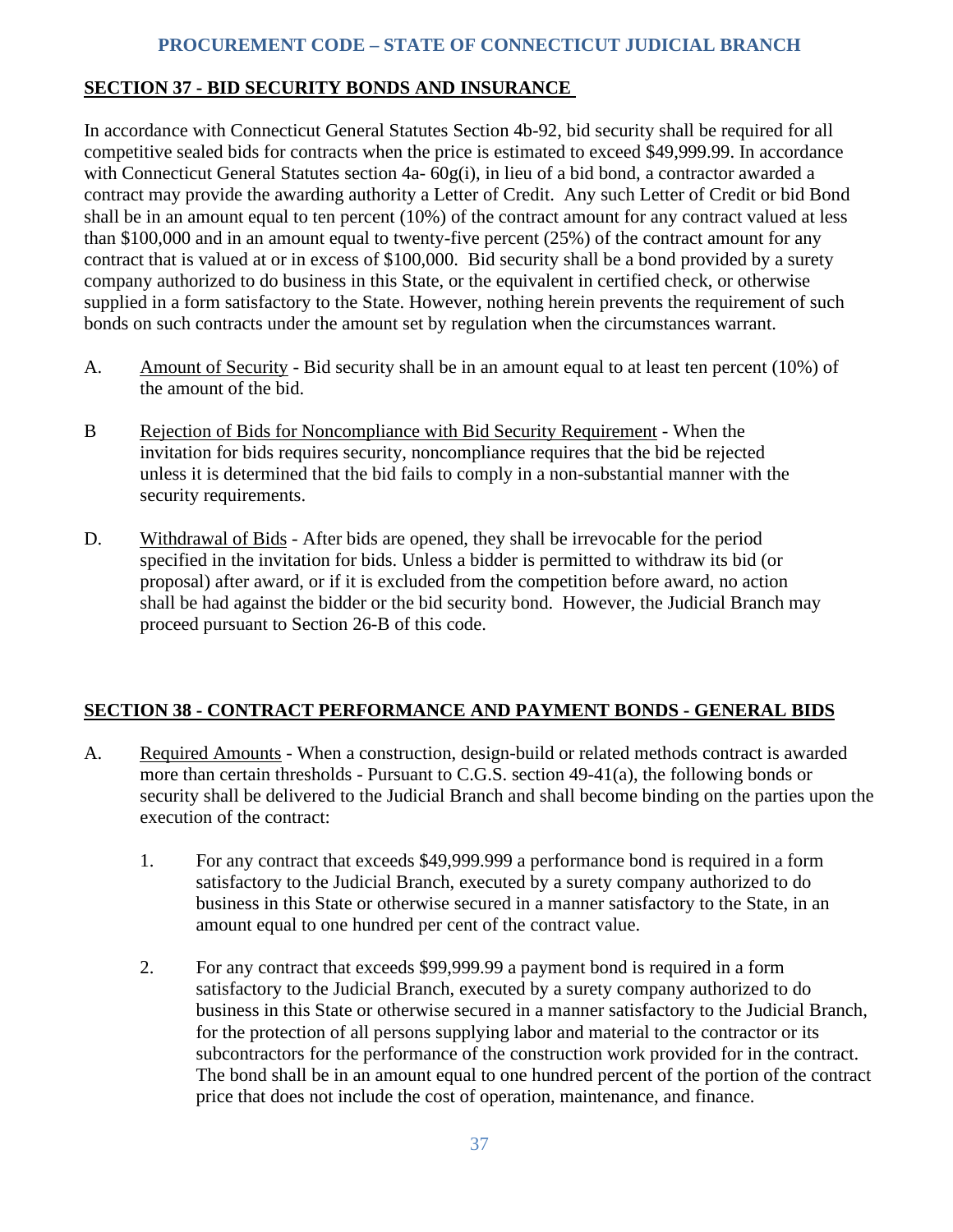## SECTION 37 - BID SECURITY BONDS AND INSURANCE

In accordance with Connecticut General Statutes Section 4b-92, bid security shall be required for all competitive sealed bids for contracts when the price is estimated to exceed $49,999.99. In accordance with Connecticut General Statutes section 4a- 60g(i), in lieu of a bid bond, a contractor awarded a contract may provide the awarding authority a Letter of Credit. Any such Letter of Credit or bid Bond shall be in an amount equal to ten percent (10%) of the contract amount for any contract valued at less than $100,000 and in an amount equal to twenty-five percent (25%) of the contract amount for any contract that is valued at or in excess of $100,000. Bid security shall be a bond provided by a surety company authorized to do business in this State, or the equivalent in certified check, or otherwise supplied in a form satisfactory to the State. However, nothing herein prevents the requirement of such bonds on such contracts under the amount set by regulation when the circumstances warrant.

A. Amount of Security - Bid security shall be in an amount equal to at least ten percent (10%) of the amount of the bid.

B Rejection of Bids for Noncompliance with Bid Security Requirement - When the invitation for bids requires security, noncompliance requires that the bid be rejected unless it is determined that the bid fails to comply in a non-substantial manner with the security requirements.

D. Withdrawal of Bids - After bids are opened, they shall be irrevocable for the period specified in the invitation for bids. Unless a bidder is permitted to withdraw its bid (or proposal) after award, or if it is excluded from the competition before award, no action shall be had against the bidder or the bid security bond. However, the Judicial Branch may proceed pursuant to Section 26-B of this code.

## SECTION 38 - CONTRACT PERFORMANCE AND PAYMENT BONDS - GENERAL BIDS

A. Required Amounts - When a construction, design-build or related methods contract is awarded more than certain thresholds - Pursuant to C.G.S. section 49-41(a), the following bonds or security shall be delivered to the Judicial Branch and shall become binding on the parties upon the execution of the contract:

   1. For any contract that exceeds $49,999.999 a performance bond is required in a form satisfactory to the Judicial Branch, executed by a surety company authorized to do business in this State or otherwise secured in a manner satisfactory to the State, in an amount equal to one hundred per cent of the contract value.

   2. For any contract that exceeds $99,999.99 a payment bond is required in a form satisfactory to the Judicial Branch, executed by a surety company authorized to do business in this State or otherwise secured in a manner satisfactory to the Judicial Branch, for the protection of all persons supplying labor and material to the contractor or its subcontractors for the performance of the construction work provided for in the contract. The bond shall be in an amount equal to one hundred percent of the portion of the contract price that does not include the cost of operation, maintenance, and finance.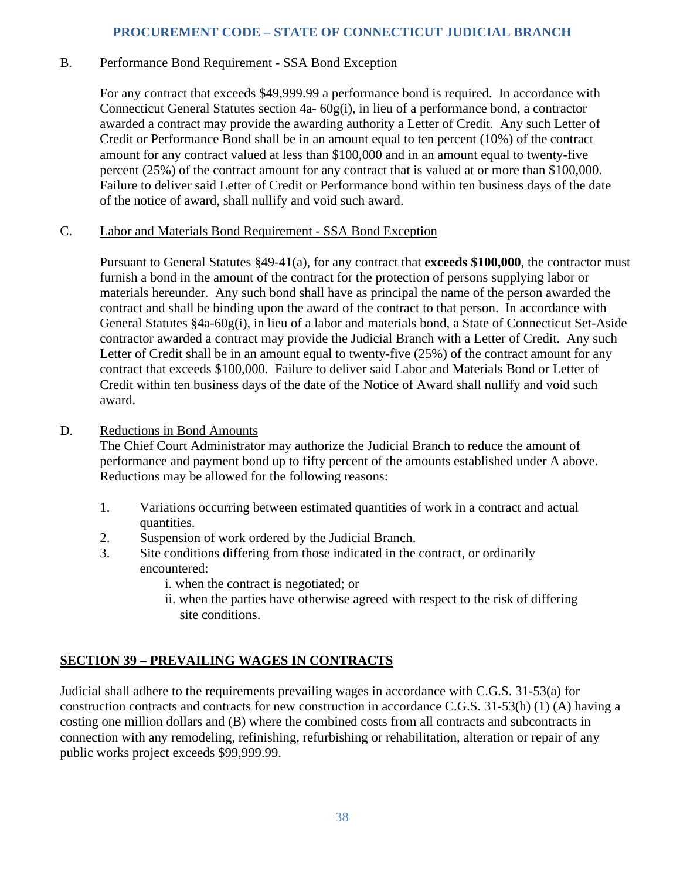B. Performance Bond Requirement - SSA Bond Exception

For any contract that exceeds $49,999.99 a performance bond is required. In accordance with Connecticut General Statutes section 4a- 60g(i), in lieu of a performance bond, a contractor awarded a contract may provide the awarding authority a Letter of Credit. Any such Letter of Credit or Performance Bond shall be in an amount equal to ten percent (10%) of the contract amount for any contract valued at less than $100,000 and in an amount equal to twenty-five percent (25%) of the contract amount for any contract that is valued at or more than $100,000. Failure to deliver said Letter of Credit or Performance bond within ten business days of the date of the notice of award, shall nullify and void such award.

C. Labor and Materials Bond Requirement - SSA Bond Exception

Pursuant to General Statutes §49-41(a), for any contract that **exceeds $100,000**, the contractor must furnish a bond in the amount of the contract for the protection of persons supplying labor or materials hereunder. Any such bond shall have as principal the name of the person awarded the contract and shall be binding upon the award of the contract to that person. In accordance with General Statutes §4a-60g(i), in lieu of a labor and materials bond, a State of Connecticut Set-Aside contractor awarded a contract may provide the Judicial Branch with a Letter of Credit. Any such Letter of Credit shall be in an amount equal to twenty-five (25%) of the contract amount for any contract that exceeds $100,000. Failure to deliver said Labor and Materials Bond or Letter of Credit within ten business days of the date of the Notice of Award shall nullify and void such award.

D. Reductions in Bond Amounts

The Chief Court Administrator may authorize the Judicial Branch to reduce the amount of performance and payment bond up to fifty percent of the amounts established under A above. Reductions may be allowed for the following reasons:

1. Variations occurring between estimated quantities of work in a contract and actual quantities.
2. Suspension of work ordered by the Judicial Branch.
3. Site conditions differing from those indicated in the contract, or ordinarily encountered:
   i. when the contract is negotiated; or
   ii. when the parties have otherwise agreed with respect to the risk of differing site conditions.

## SECTION 39 – PREVAILING WAGES IN CONTRACTS

Judicial shall adhere to the requirements prevailing wages in accordance with C.G.S. 31-53(a) for construction contracts and contracts for new construction in accordance C.G.S. 31-53(h) (1) (A) having a costing one million dollars and (B) where the combined costs from all contracts and subcontracts in connection with any remodeling, refinishing, refurbishing or rehabilitation, alteration or repair of any public works project exceeds $99,999.99.